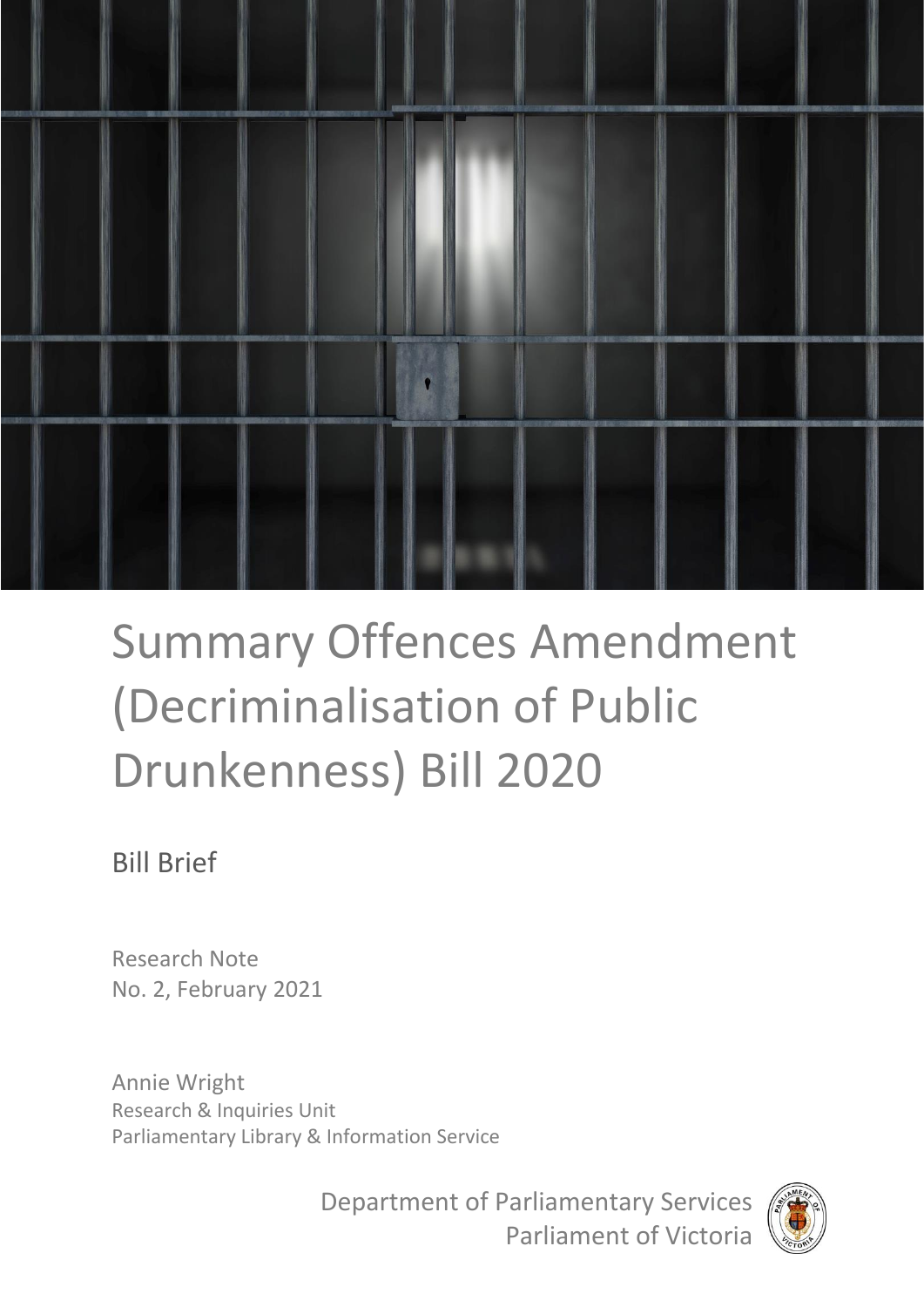# Summary Offences Amendment (Decriminalisation of Public Drunkenness) Bill 2020

Bill Brief

Research Note
No. 2, February 2021

Annie Wright
Research & Inquiries Unit
Parliamentary Library & Information Service

Department of Parliamentary Services
Parliament of Victoria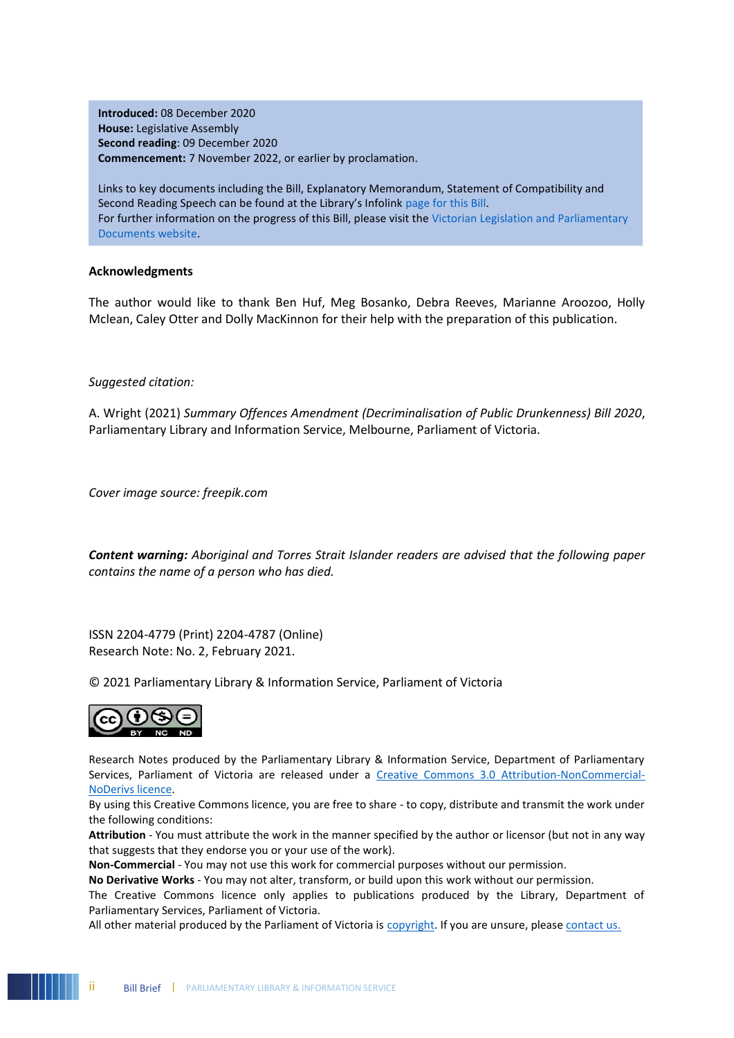**Introduced:** 08 December 2020
**House:** Legislative Assembly
**Second reading**: 09 December 2020
**Commencement:** 7 November 2022, or earlier by proclamation.

Links to key documents including the Bill, Explanatory Memorandum, Statement of Compatibility and Second Reading Speech can be found at the Library's Infolink page for this Bill.
For further information on the progress of this Bill, please visit the Victorian Legislation and Parliamentary Documents website.

**Acknowledgments**

The author would like to thank Ben Huf, Meg Bosanko, Debra Reeves, Marianne Aroozoo, Holly Mclean, Caley Otter and Dolly MacKinnon for their help with the preparation of this publication.

*Suggested citation:*

A. Wright (2021) *Summary Offences Amendment (Decriminalisation of Public Drunkenness) Bill 2020*, Parliamentary Library and Information Service, Melbourne, Parliament of Victoria.

*Cover image source: freepik.com*

***Content warning:*** *Aboriginal and Torres Strait Islander readers are advised that the following paper contains the name of a person who has died.*

ISSN 2204-4779 (Print) 2204-4787 (Online)
Research Note: No. 2, February 2021.

© 2021 Parliamentary Library & Information Service, Parliament of Victoria

Research Notes produced by the Parliamentary Library & Information Service, Department of Parliamentary Services, Parliament of Victoria are released under a Creative Commons 3.0 Attribution-NonCommercial-NoDerivs licence.
By using this Creative Commons licence, you are free to share - to copy, distribute and transmit the work under the following conditions:
**Attribution** - You must attribute the work in the manner specified by the author or licensor (but not in any way that suggests that they endorse you or your use of the work).
**Non-Commercial** - You may not use this work for commercial purposes without our permission.
**No Derivative Works** - You may not alter, transform, or build upon this work without our permission.
The Creative Commons licence only applies to publications produced by the Library, Department of Parliamentary Services, Parliament of Victoria.
All other material produced by the Parliament of Victoria is copyright. If you are unsure, please contact us.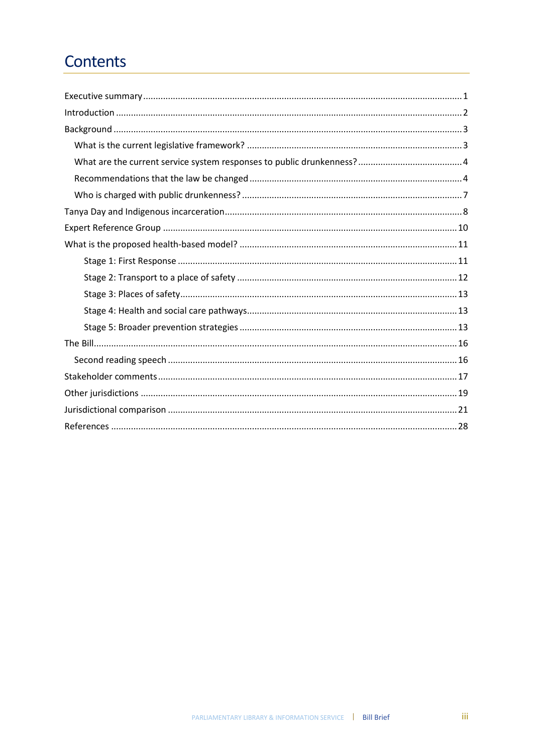# Contents

Executive summary ........ 1

Introduction ........ 2

Background ........ 3

- What is the current legislative framework? ........ 3
- What are the current service system responses to public drunkenness? ........ 4
- Recommendations that the law be changed ........ 4
- Who is charged with public drunkenness? ........ 7

Tanya Day and Indigenous incarceration ........ 8

Expert Reference Group ........ 10

What is the proposed health-based model? ........ 11

- Stage 1: First Response ........ 11
- Stage 2: Transport to a place of safety ........ 12
- Stage 3: Places of safety ........ 13
- Stage 4: Health and social care pathways ........ 13
- Stage 5: Broader prevention strategies ........ 13

The Bill ........ 16

- Second reading speech ........ 16

Stakeholder comments ........ 17

Other jurisdictions ........ 19

Jurisdictional comparison ........ 21

References ........ 28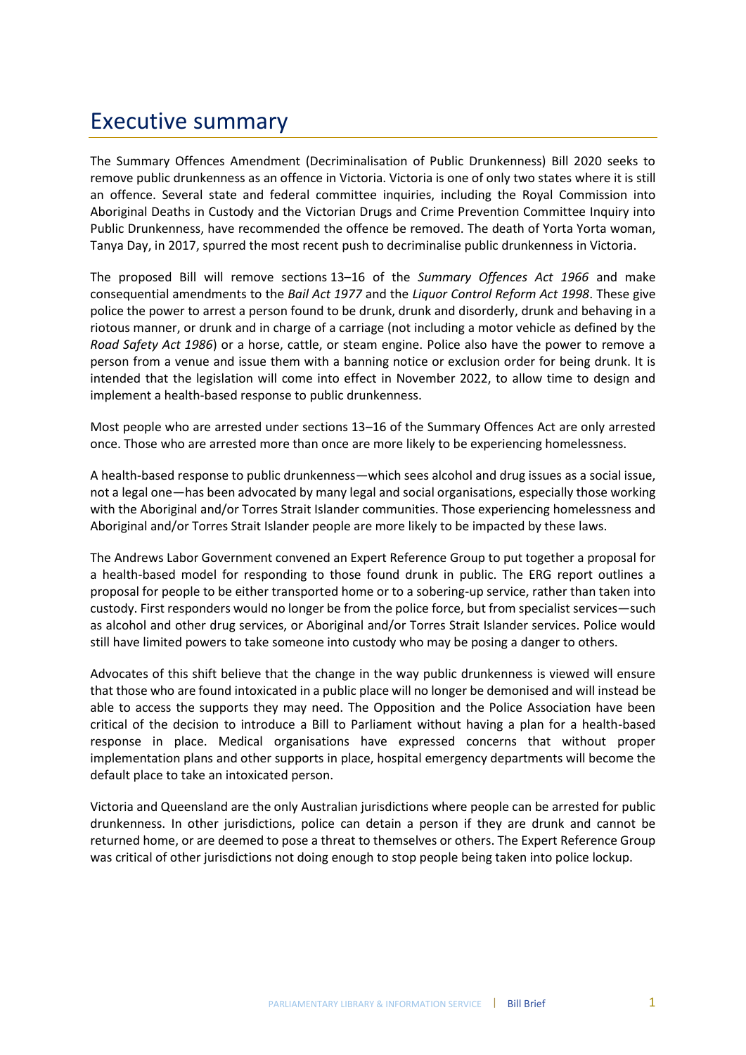# Executive summary

The Summary Offences Amendment (Decriminalisation of Public Drunkenness) Bill 2020 seeks to remove public drunkenness as an offence in Victoria. Victoria is one of only two states where it is still an offence. Several state and federal committee inquiries, including the Royal Commission into Aboriginal Deaths in Custody and the Victorian Drugs and Crime Prevention Committee Inquiry into Public Drunkenness, have recommended the offence be removed. The death of Yorta Yorta woman, Tanya Day, in 2017, spurred the most recent push to decriminalise public drunkenness in Victoria.

The proposed Bill will remove sections 13–16 of the *Summary Offences Act 1966* and make consequential amendments to the *Bail Act 1977* and the *Liquor Control Reform Act 1998*. These give police the power to arrest a person found to be drunk, drunk and disorderly, drunk and behaving in a riotous manner, or drunk and in charge of a carriage (not including a motor vehicle as defined by the *Road Safety Act 1986*) or a horse, cattle, or steam engine. Police also have the power to remove a person from a venue and issue them with a banning notice or exclusion order for being drunk. It is intended that the legislation will come into effect in November 2022, to allow time to design and implement a health-based response to public drunkenness.

Most people who are arrested under sections 13–16 of the Summary Offences Act are only arrested once. Those who are arrested more than once are more likely to be experiencing homelessness.

A health-based response to public drunkenness—which sees alcohol and drug issues as a social issue, not a legal one—has been advocated by many legal and social organisations, especially those working with the Aboriginal and/or Torres Strait Islander communities. Those experiencing homelessness and Aboriginal and/or Torres Strait Islander people are more likely to be impacted by these laws.

The Andrews Labor Government convened an Expert Reference Group to put together a proposal for a health-based model for responding to those found drunk in public. The ERG report outlines a proposal for people to be either transported home or to a sobering-up service, rather than taken into custody. First responders would no longer be from the police force, but from specialist services—such as alcohol and other drug services, or Aboriginal and/or Torres Strait Islander services. Police would still have limited powers to take someone into custody who may be posing a danger to others.

Advocates of this shift believe that the change in the way public drunkenness is viewed will ensure that those who are found intoxicated in a public place will no longer be demonised and will instead be able to access the supports they may need. The Opposition and the Police Association have been critical of the decision to introduce a Bill to Parliament without having a plan for a health-based response in place. Medical organisations have expressed concerns that without proper implementation plans and other supports in place, hospital emergency departments will become the default place to take an intoxicated person.

Victoria and Queensland are the only Australian jurisdictions where people can be arrested for public drunkenness. In other jurisdictions, police can detain a person if they are drunk and cannot be returned home, or are deemed to pose a threat to themselves or others. The Expert Reference Group was critical of other jurisdictions not doing enough to stop people being taken into police lockup.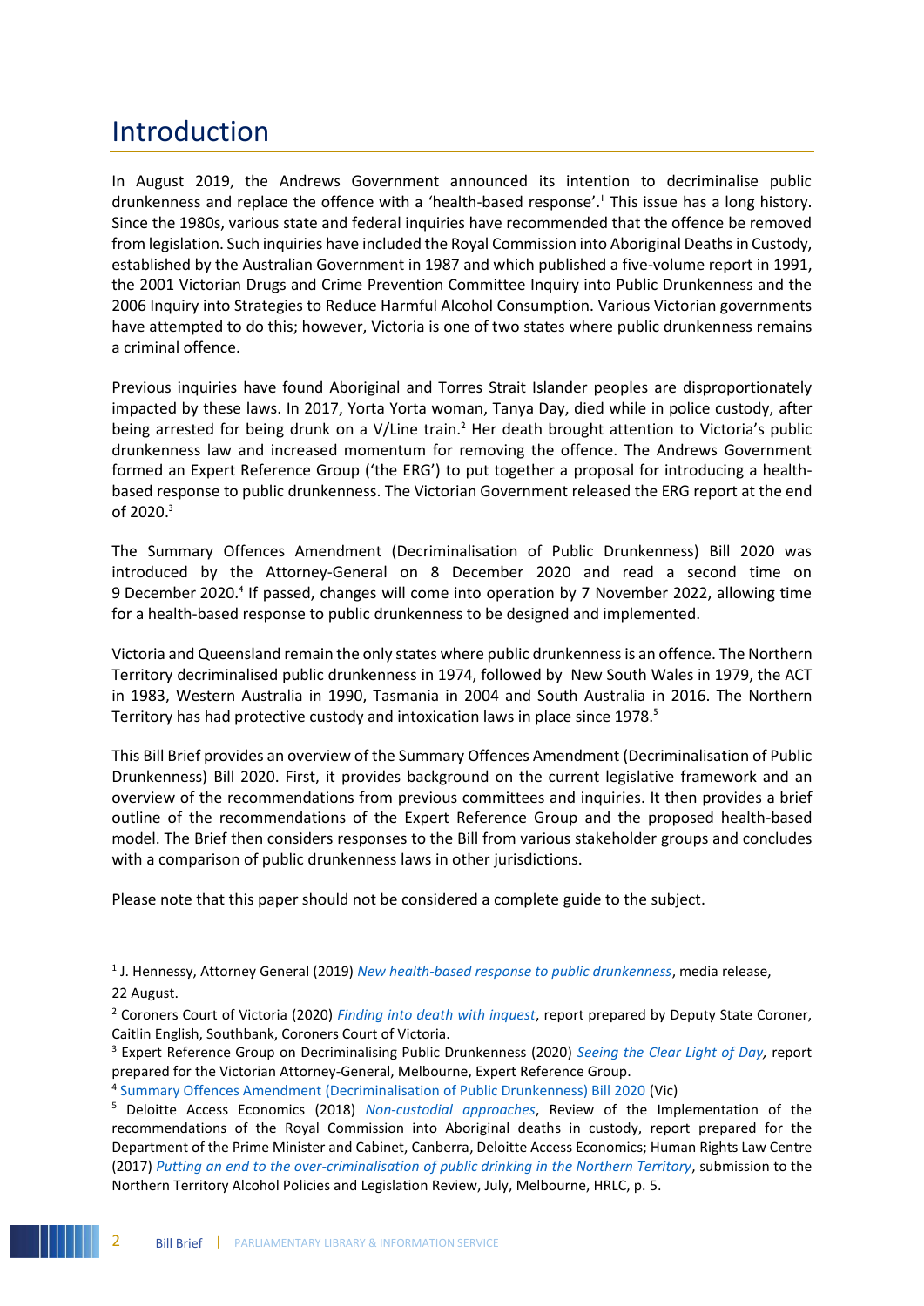# Introduction

In August 2019, the Andrews Government announced its intention to decriminalise public drunkenness and replace the offence with a 'health-based response'.[1] This issue has a long history. Since the 1980s, various state and federal inquiries have recommended that the offence be removed from legislation. Such inquiries have included the Royal Commission into Aboriginal Deaths in Custody, established by the Australian Government in 1987 and which published a five-volume report in 1991, the 2001 Victorian Drugs and Crime Prevention Committee Inquiry into Public Drunkenness and the 2006 Inquiry into Strategies to Reduce Harmful Alcohol Consumption. Various Victorian governments have attempted to do this; however, Victoria is one of two states where public drunkenness remains a criminal offence.

Previous inquiries have found Aboriginal and Torres Strait Islander peoples are disproportionately impacted by these laws. In 2017, Yorta Yorta woman, Tanya Day, died while in police custody, after being arrested for being drunk on a V/Line train.[2] Her death brought attention to Victoria's public drunkenness law and increased momentum for removing the offence. The Andrews Government formed an Expert Reference Group ('the ERG') to put together a proposal for introducing a health-based response to public drunkenness. The Victorian Government released the ERG report at the end of 2020.[3]

The Summary Offences Amendment (Decriminalisation of Public Drunkenness) Bill 2020 was introduced by the Attorney-General on 8 December 2020 and read a second time on 9 December 2020.[4] If passed, changes will come into operation by 7 November 2022, allowing time for a health-based response to public drunkenness to be designed and implemented.

Victoria and Queensland remain the only states where public drunkenness is an offence. The Northern Territory decriminalised public drunkenness in 1974, followed by New South Wales in 1979, the ACT in 1983, Western Australia in 1990, Tasmania in 2004 and South Australia in 2016. The Northern Territory has had protective custody and intoxication laws in place since 1978.[5]

This Bill Brief provides an overview of the Summary Offences Amendment (Decriminalisation of Public Drunkenness) Bill 2020. First, it provides background on the current legislative framework and an overview of the recommendations from previous committees and inquiries. It then provides a brief outline of the recommendations of the Expert Reference Group and the proposed health-based model. The Brief then considers responses to the Bill from various stakeholder groups and concludes with a comparison of public drunkenness laws in other jurisdictions.

Please note that this paper should not be considered a complete guide to the subject.

---

[1] J. Hennessy, Attorney General (2019) *New health-based response to public drunkenness*, media release, 22 August.

[2] Coroners Court of Victoria (2020) *Finding into death with inquest*, report prepared by Deputy State Coroner, Caitlin English, Southbank, Coroners Court of Victoria.

[3] Expert Reference Group on Decriminalising Public Drunkenness (2020) *Seeing the Clear Light of Day*, report prepared for the Victorian Attorney-General, Melbourne, Expert Reference Group.

[4] Summary Offences Amendment (Decriminalisation of Public Drunkenness) Bill 2020 (Vic)

[5] Deloitte Access Economics (2018) *Non-custodial approaches*, Review of the Implementation of the recommendations of the Royal Commission into Aboriginal deaths in custody, report prepared for the Department of the Prime Minister and Cabinet, Canberra, Deloitte Access Economics; Human Rights Law Centre (2017) *Putting an end to the over-criminalisation of public drinking in the Northern Territory*, submission to the Northern Territory Alcohol Policies and Legislation Review, July, Melbourne, HRLC, p. 5.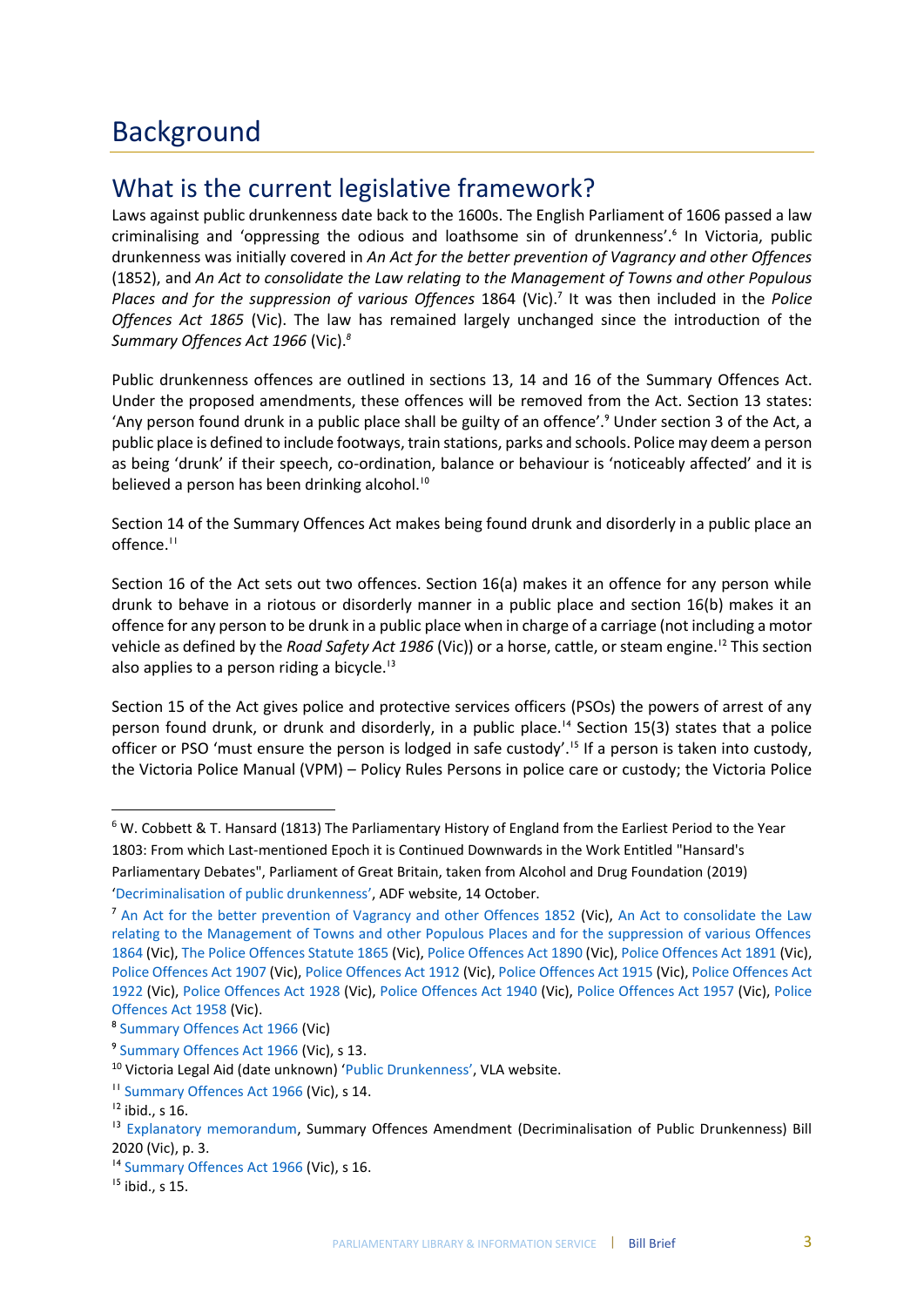# Background

## What is the current legislative framework?

Laws against public drunkenness date back to the 1600s. The English Parliament of 1606 passed a law criminalising and 'oppressing the odious and loathsome sin of drunkenness'.[6] In Victoria, public drunkenness was initially covered in *An Act for the better prevention of Vagrancy and other Offences* (1852), and *An Act to consolidate the Law relating to the Management of Towns and other Populous Places and for the suppression of various Offences* 1864 (Vic).[7] It was then included in the *Police Offences Act 1865* (Vic). The law has remained largely unchanged since the introduction of the *Summary Offences Act 1966* (Vic).[8]

Public drunkenness offences are outlined in sections 13, 14 and 16 of the Summary Offences Act. Under the proposed amendments, these offences will be removed from the Act. Section 13 states: 'Any person found drunk in a public place shall be guilty of an offence'.[9] Under section 3 of the Act, a public place is defined to include footways, train stations, parks and schools. Police may deem a person as being 'drunk' if their speech, co-ordination, balance or behaviour is 'noticeably affected' and it is believed a person has been drinking alcohol.[10]

Section 14 of the Summary Offences Act makes being found drunk and disorderly in a public place an offence.[11]

Section 16 of the Act sets out two offences. Section 16(a) makes it an offence for any person while drunk to behave in a riotous or disorderly manner in a public place and section 16(b) makes it an offence for any person to be drunk in a public place when in charge of a carriage (not including a motor vehicle as defined by the *Road Safety Act 1986* (Vic)) or a horse, cattle, or steam engine.[12] This section also applies to a person riding a bicycle.[13]

Section 15 of the Act gives police and protective services officers (PSOs) the powers of arrest of any person found drunk, or drunk and disorderly, in a public place.[14] Section 15(3) states that a police officer or PSO 'must ensure the person is lodged in safe custody'.[15] If a person is taken into custody, the Victoria Police Manual (VPM) – Policy Rules Persons in police care or custody; the Victoria Police

---

[6] W. Cobbett & T. Hansard (1813) The Parliamentary History of England from the Earliest Period to the Year 1803: From which Last-mentioned Epoch it is Continued Downwards in the Work Entitled "Hansard's Parliamentary Debates", Parliament of Great Britain, taken from Alcohol and Drug Foundation (2019) 'Decriminalisation of public drunkenness', ADF website, 14 October.

[7] An Act for the better prevention of Vagrancy and other Offences 1852 (Vic), An Act to consolidate the Law relating to the Management of Towns and other Populous Places and for the suppression of various Offences 1864 (Vic), The Police Offences Statute 1865 (Vic), Police Offences Act 1890 (Vic), Police Offences Act 1891 (Vic), Police Offences Act 1907 (Vic), Police Offences Act 1912 (Vic), Police Offences Act 1915 (Vic), Police Offences Act 1922 (Vic), Police Offences Act 1928 (Vic), Police Offences Act 1940 (Vic), Police Offences Act 1957 (Vic), Police Offences Act 1958 (Vic).

[8] Summary Offences Act 1966 (Vic)

[9] Summary Offences Act 1966 (Vic), s 13.

[10] Victoria Legal Aid (date unknown) 'Public Drunkenness', VLA website.

[11] Summary Offences Act 1966 (Vic), s 14.

[12] ibid., s 16.

[13] Explanatory memorandum, Summary Offences Amendment (Decriminalisation of Public Drunkenness) Bill 2020 (Vic), p. 3.

[14] Summary Offences Act 1966 (Vic), s 16.

[15] ibid., s 15.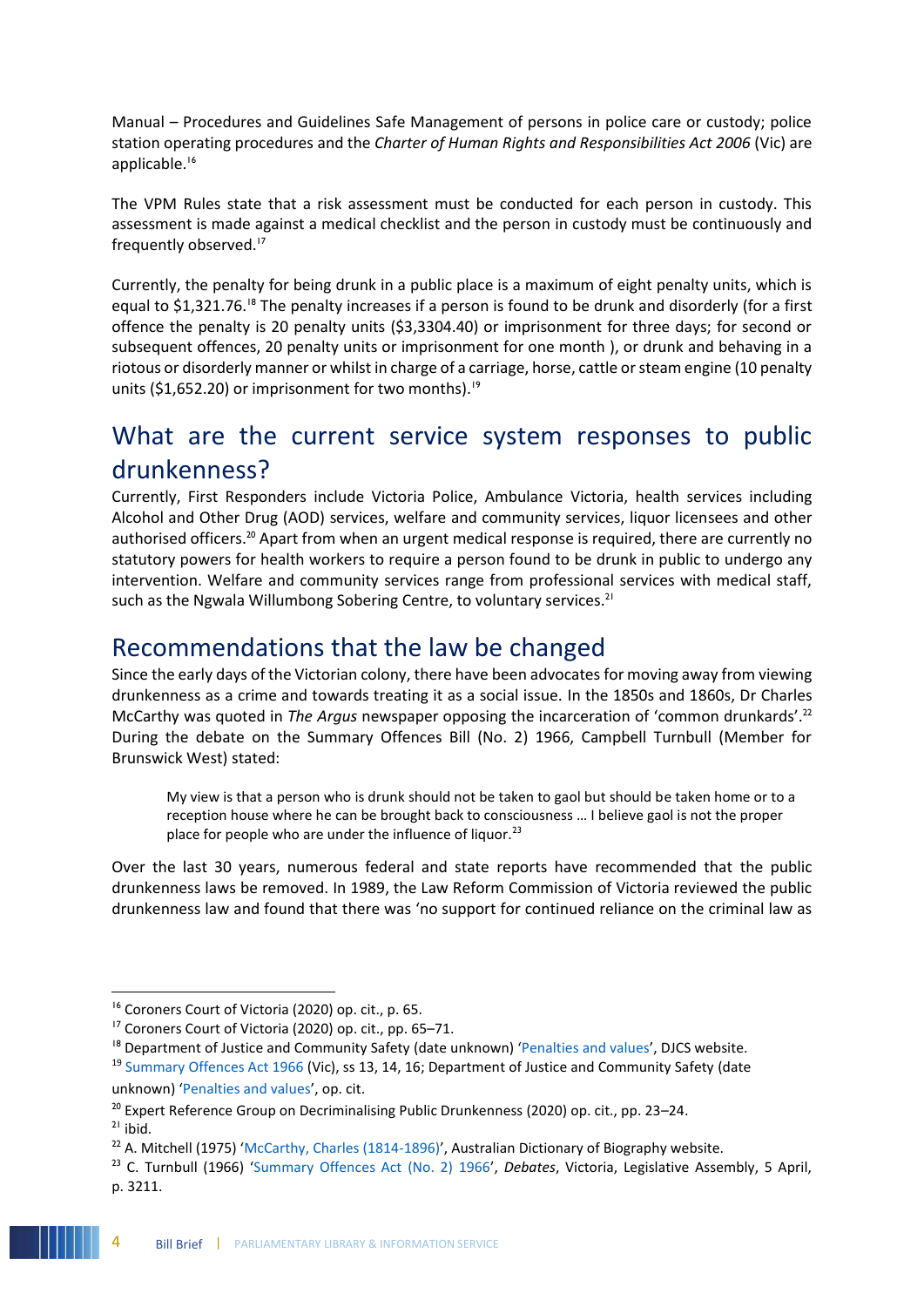Manual – Procedures and Guidelines Safe Management of persons in police care or custody; police station operating procedures and the *Charter of Human Rights and Responsibilities Act 2006* (Vic) are applicable.[16]

The VPM Rules state that a risk assessment must be conducted for each person in custody. This assessment is made against a medical checklist and the person in custody must be continuously and frequently observed.[17]

Currently, the penalty for being drunk in a public place is a maximum of eight penalty units, which is equal to $1,321.76.[18] The penalty increases if a person is found to be drunk and disorderly (for a first offence the penalty is 20 penalty units ($3,3304.40) or imprisonment for three days; for second or subsequent offences, 20 penalty units or imprisonment for one month ), or drunk and behaving in a riotous or disorderly manner or whilst in charge of a carriage, horse, cattle or steam engine (10 penalty units ($1,652.20) or imprisonment for two months).[19]

## What are the current service system responses to public drunkenness?

Currently, First Responders include Victoria Police, Ambulance Victoria, health services including Alcohol and Other Drug (AOD) services, welfare and community services, liquor licensees and other authorised officers.[20] Apart from when an urgent medical response is required, there are currently no statutory powers for health workers to require a person found to be drunk in public to undergo any intervention. Welfare and community services range from professional services with medical staff, such as the Ngwala Willumbong Sobering Centre, to voluntary services.[21]

## Recommendations that the law be changed

Since the early days of the Victorian colony, there have been advocates for moving away from viewing drunkenness as a crime and towards treating it as a social issue. In the 1850s and 1860s, Dr Charles McCarthy was quoted in *The Argus* newspaper opposing the incarceration of 'common drunkards'.[22] During the debate on the Summary Offences Bill (No. 2) 1966, Campbell Turnbull (Member for Brunswick West) stated:

> My view is that a person who is drunk should not be taken to gaol but should be taken home or to a reception house where he can be brought back to consciousness … I believe gaol is not the proper place for people who are under the influence of liquor.[23]

Over the last 30 years, numerous federal and state reports have recommended that the public drunkenness laws be removed. In 1989, the Law Reform Commission of Victoria reviewed the public drunkenness law and found that there was 'no support for continued reliance on the criminal law as

---

[16] Coroners Court of Victoria (2020) op. cit., p. 65.

[17] Coroners Court of Victoria (2020) op. cit., pp. 65–71.

[18] Department of Justice and Community Safety (date unknown) 'Penalties and values', DJCS website.

[19] Summary Offences Act 1966 (Vic), ss 13, 14, 16; Department of Justice and Community Safety (date unknown) 'Penalties and values', op. cit.

[20] Expert Reference Group on Decriminalising Public Drunkenness (2020) op. cit., pp. 23–24.

[21] ibid.

[22] A. Mitchell (1975) 'McCarthy, Charles (1814-1896)', Australian Dictionary of Biography website.

[23] C. Turnbull (1966) 'Summary Offences Act (No. 2) 1966', *Debates*, Victoria, Legislative Assembly, 5 April, p. 3211.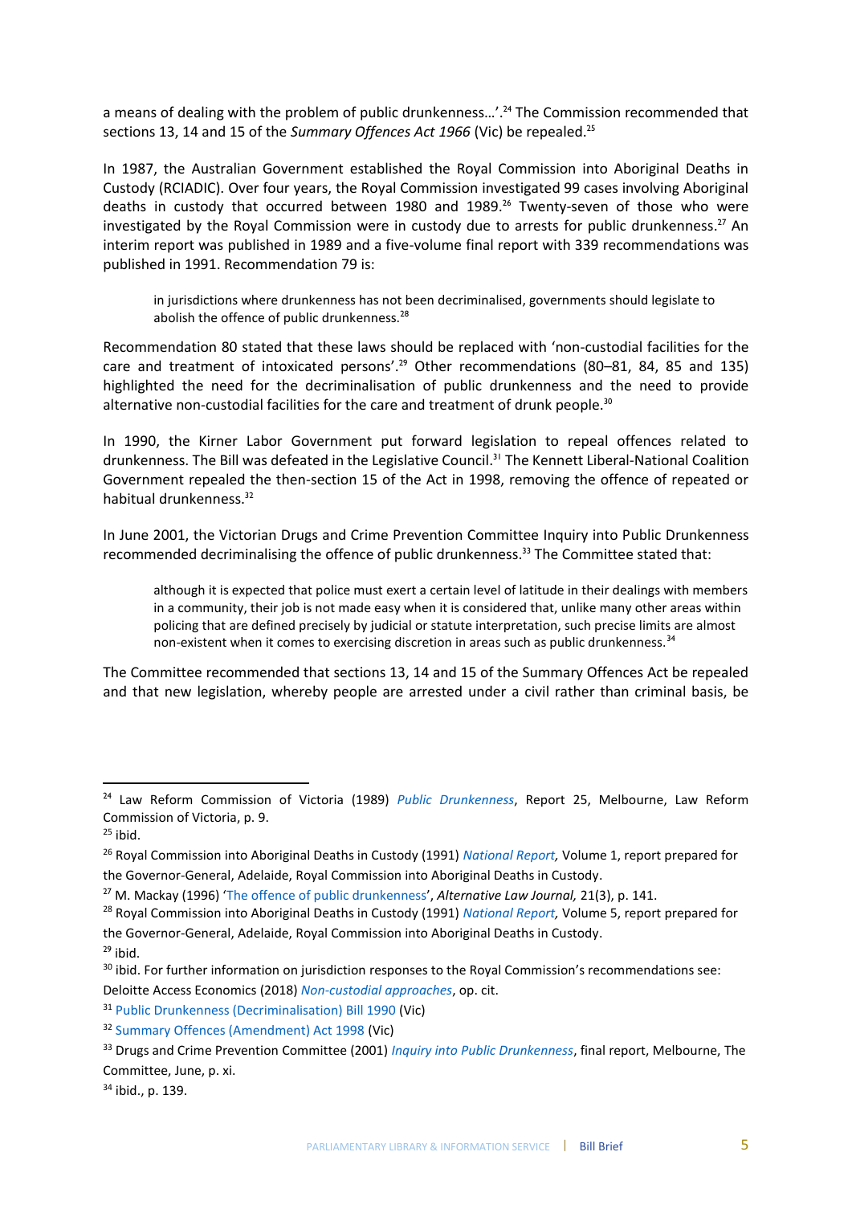a means of dealing with the problem of public drunkenness…'.[24] The Commission recommended that sections 13, 14 and 15 of the *Summary Offences Act 1966* (Vic) be repealed.[25]

In 1987, the Australian Government established the Royal Commission into Aboriginal Deaths in Custody (RCIADIC). Over four years, the Royal Commission investigated 99 cases involving Aboriginal deaths in custody that occurred between 1980 and 1989.[26] Twenty-seven of those who were investigated by the Royal Commission were in custody due to arrests for public drunkenness.[27] An interim report was published in 1989 and a five-volume final report with 339 recommendations was published in 1991. Recommendation 79 is:

> in jurisdictions where drunkenness has not been decriminalised, governments should legislate to abolish the offence of public drunkenness.[28]

Recommendation 80 stated that these laws should be replaced with 'non-custodial facilities for the care and treatment of intoxicated persons'.[29] Other recommendations (80–81, 84, 85 and 135) highlighted the need for the decriminalisation of public drunkenness and the need to provide alternative non-custodial facilities for the care and treatment of drunk people.[30]

In 1990, the Kirner Labor Government put forward legislation to repeal offences related to drunkenness. The Bill was defeated in the Legislative Council.[31] The Kennett Liberal-National Coalition Government repealed the then-section 15 of the Act in 1998, removing the offence of repeated or habitual drunkenness.[32]

In June 2001, the Victorian Drugs and Crime Prevention Committee Inquiry into Public Drunkenness recommended decriminalising the offence of public drunkenness.[33] The Committee stated that:

> although it is expected that police must exert a certain level of latitude in their dealings with members in a community, their job is not made easy when it is considered that, unlike many other areas within policing that are defined precisely by judicial or statute interpretation, such precise limits are almost non-existent when it comes to exercising discretion in areas such as public drunkenness.[34]

The Committee recommended that sections 13, 14 and 15 of the Summary Offences Act be repealed and that new legislation, whereby people are arrested under a civil rather than criminal basis, be

---

[24] Law Reform Commission of Victoria (1989) *Public Drunkenness*, Report 25, Melbourne, Law Reform Commission of Victoria, p. 9.

[25] ibid.

[26] Royal Commission into Aboriginal Deaths in Custody (1991) *National Report,* Volume 1, report prepared for the Governor-General, Adelaide, Royal Commission into Aboriginal Deaths in Custody.

[27] M. Mackay (1996) 'The offence of public drunkenness', *Alternative Law Journal,* 21(3), p. 141.

[28] Royal Commission into Aboriginal Deaths in Custody (1991) *National Report,* Volume 5, report prepared for the Governor-General, Adelaide, Royal Commission into Aboriginal Deaths in Custody.

[29] ibid.

[30] ibid. For further information on jurisdiction responses to the Royal Commission's recommendations see: Deloitte Access Economics (2018) *Non-custodial approaches*, op. cit.

[31] Public Drunkenness (Decriminalisation) Bill 1990 (Vic)

[32] Summary Offences (Amendment) Act 1998 (Vic)

[33] Drugs and Crime Prevention Committee (2001) *Inquiry into Public Drunkenness*, final report, Melbourne, The Committee, June, p. xi.

[34] ibid., p. 139.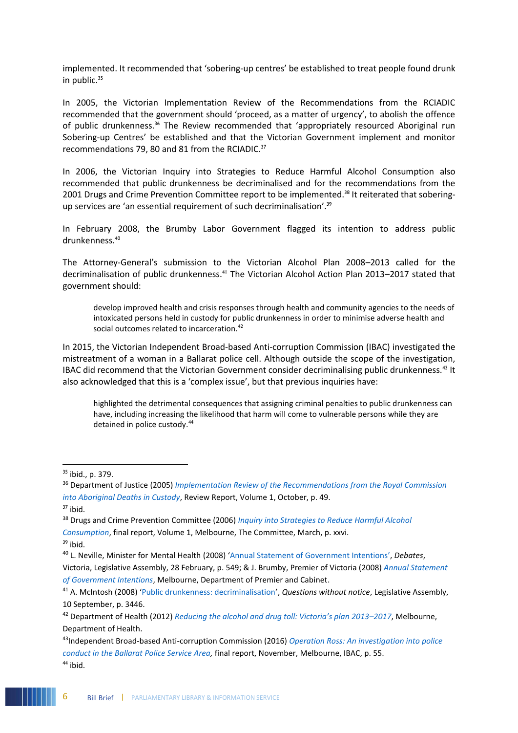implemented. It recommended that 'sobering-up centres' be established to treat people found drunk in public.[35]

In 2005, the Victorian Implementation Review of the Recommendations from the RCIADIC recommended that the government should 'proceed, as a matter of urgency', to abolish the offence of public drunkenness.[36] The Review recommended that 'appropriately resourced Aboriginal run Sobering-up Centres' be established and that the Victorian Government implement and monitor recommendations 79, 80 and 81 from the RCIADIC.[37]

In 2006, the Victorian Inquiry into Strategies to Reduce Harmful Alcohol Consumption also recommended that public drunkenness be decriminalised and for the recommendations from the 2001 Drugs and Crime Prevention Committee report to be implemented.[38] It reiterated that sobering-up services are 'an essential requirement of such decriminalisation'.[39]

In February 2008, the Brumby Labor Government flagged its intention to address public drunkenness.[40]

The Attorney-General's submission to the Victorian Alcohol Plan 2008–2013 called for the decriminalisation of public drunkenness.[41] The Victorian Alcohol Action Plan 2013–2017 stated that government should:

> develop improved health and crisis responses through health and community agencies to the needs of intoxicated persons held in custody for public drunkenness in order to minimise adverse health and social outcomes related to incarceration.[42]

In 2015, the Victorian Independent Broad-based Anti-corruption Commission (IBAC) investigated the mistreatment of a woman in a Ballarat police cell. Although outside the scope of the investigation, IBAC did recommend that the Victorian Government consider decriminalising public drunkenness.[43] It also acknowledged that this is a 'complex issue', but that previous inquiries have:

> highlighted the detrimental consequences that assigning criminal penalties to public drunkenness can have, including increasing the likelihood that harm will come to vulnerable persons while they are detained in police custody.[44]

---

[35] ibid., p. 379.

[36] Department of Justice (2005) *Implementation Review of the Recommendations from the Royal Commission into Aboriginal Deaths in Custody*, Review Report, Volume 1, October, p. 49.

[37] ibid.

[38] Drugs and Crime Prevention Committee (2006) *Inquiry into Strategies to Reduce Harmful Alcohol Consumption*, final report, Volume 1, Melbourne, The Committee, March, p. xxvi.

[39] ibid.

[40] L. Neville, Minister for Mental Health (2008) 'Annual Statement of Government Intentions', *Debates*, Victoria, Legislative Assembly, 28 February, p. 549; & J. Brumby, Premier of Victoria (2008) *Annual Statement of Government Intentions*, Melbourne, Department of Premier and Cabinet.

[41] A. McIntosh (2008) 'Public drunkenness: decriminalisation', *Questions without notice*, Legislative Assembly, 10 September, p. 3446.

[42] Department of Health (2012) *Reducing the alcohol and drug toll: Victoria's plan 2013–2017*, Melbourne, Department of Health.

[43] Independent Broad-based Anti-corruption Commission (2016) *Operation Ross: An investigation into police conduct in the Ballarat Police Service Area*, final report, November, Melbourne, IBAC, p. 55.

[44] ibid.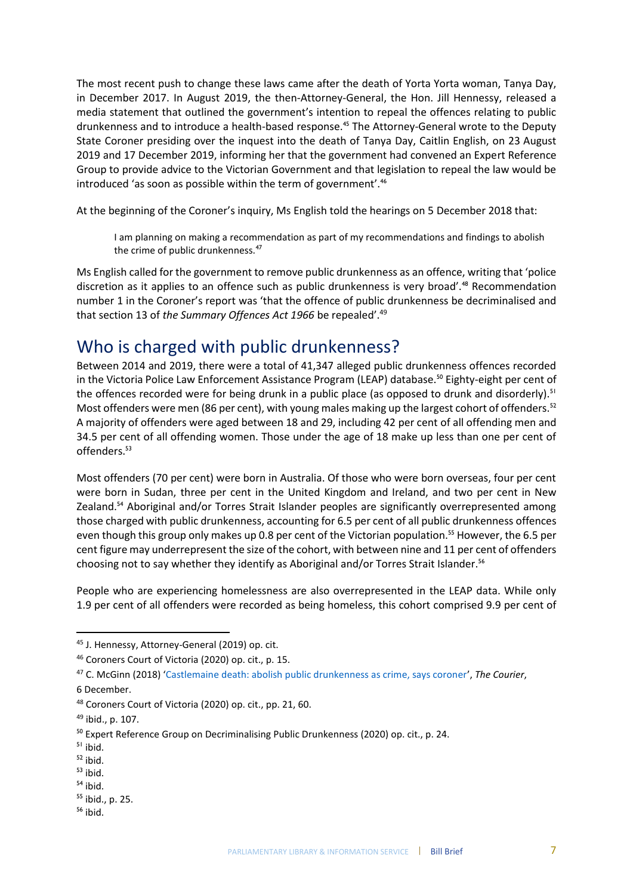The most recent push to change these laws came after the death of Yorta Yorta woman, Tanya Day, in December 2017. In August 2019, the then-Attorney-General, the Hon. Jill Hennessy, released a media statement that outlined the government's intention to repeal the offences relating to public drunkenness and to introduce a health-based response.[45] The Attorney-General wrote to the Deputy State Coroner presiding over the inquest into the death of Tanya Day, Caitlin English, on 23 August 2019 and 17 December 2019, informing her that the government had convened an Expert Reference Group to provide advice to the Victorian Government and that legislation to repeal the law would be introduced 'as soon as possible within the term of government'.[46]

At the beginning of the Coroner's inquiry, Ms English told the hearings on 5 December 2018 that:

> I am planning on making a recommendation as part of my recommendations and findings to abolish the crime of public drunkenness.[47]

Ms English called for the government to remove public drunkenness as an offence, writing that 'police discretion as it applies to an offence such as public drunkenness is very broad'.[48] Recommendation number 1 in the Coroner's report was 'that the offence of public drunkenness be decriminalised and that section 13 of *the Summary Offences Act 1966* be repealed'.[49]

## Who is charged with public drunkenness?

Between 2014 and 2019, there were a total of 41,347 alleged public drunkenness offences recorded in the Victoria Police Law Enforcement Assistance Program (LEAP) database.[50] Eighty-eight per cent of the offences recorded were for being drunk in a public place (as opposed to drunk and disorderly).[51] Most offenders were men (86 per cent), with young males making up the largest cohort of offenders.[52] A majority of offenders were aged between 18 and 29, including 42 per cent of all offending men and 34.5 per cent of all offending women. Those under the age of 18 make up less than one per cent of offenders.[53]

Most offenders (70 per cent) were born in Australia. Of those who were born overseas, four per cent were born in Sudan, three per cent in the United Kingdom and Ireland, and two per cent in New Zealand.[54] Aboriginal and/or Torres Strait Islander peoples are significantly overrepresented among those charged with public drunkenness, accounting for 6.5 per cent of all public drunkenness offences even though this group only makes up 0.8 per cent of the Victorian population.[55] However, the 6.5 per cent figure may underrepresent the size of the cohort, with between nine and 11 per cent of offenders choosing not to say whether they identify as Aboriginal and/or Torres Strait Islander.[56]

People who are experiencing homelessness are also overrepresented in the LEAP data. While only 1.9 per cent of all offenders were recorded as being homeless, this cohort comprised 9.9 per cent of

---

[45] J. Hennessy, Attorney-General (2019) op. cit.

[46] Coroners Court of Victoria (2020) op. cit., p. 15.

[47] C. McGinn (2018) 'Castlemaine death: abolish public drunkenness as crime, says coroner', *The Courier*, 6 December.

[48] Coroners Court of Victoria (2020) op. cit., pp. 21, 60.

[49] ibid., p. 107.

[50] Expert Reference Group on Decriminalising Public Drunkenness (2020) op. cit., p. 24.

[51] ibid.

[52] ibid.

[53] ibid.

[54] ibid.

[55] ibid., p. 25.

[56] ibid.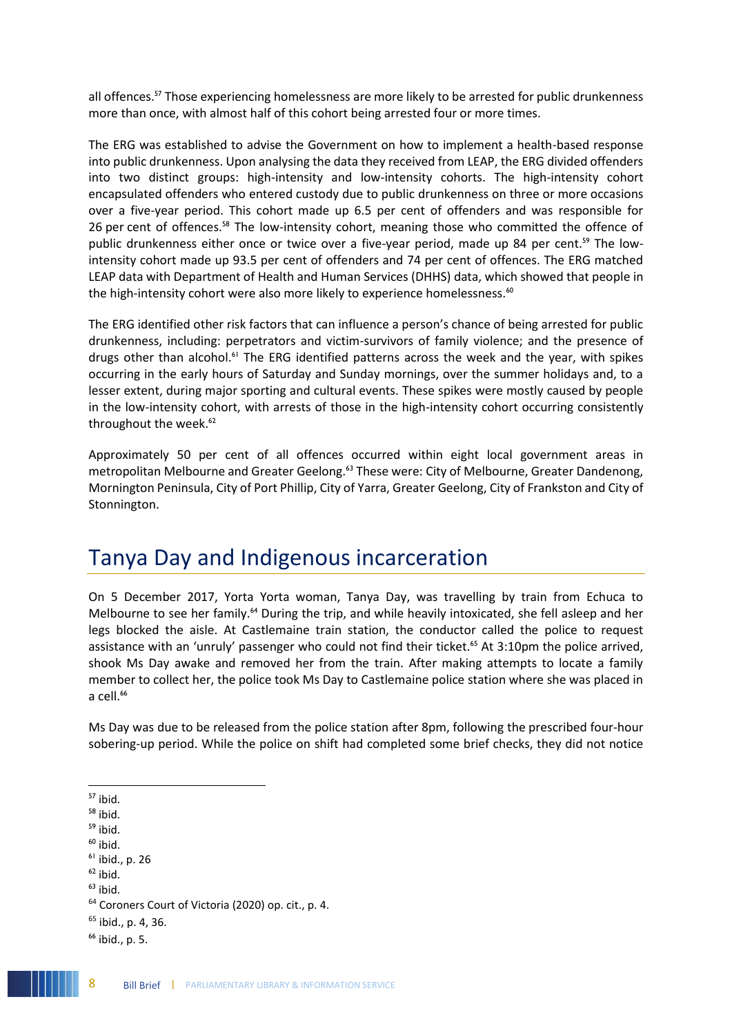all offences.[57] Those experiencing homelessness are more likely to be arrested for public drunkenness more than once, with almost half of this cohort being arrested four or more times.

The ERG was established to advise the Government on how to implement a health-based response into public drunkenness. Upon analysing the data they received from LEAP, the ERG divided offenders into two distinct groups: high-intensity and low-intensity cohorts. The high-intensity cohort encapsulated offenders who entered custody due to public drunkenness on three or more occasions over a five-year period. This cohort made up 6.5 per cent of offenders and was responsible for 26 per cent of offences.[58] The low-intensity cohort, meaning those who committed the offence of public drunkenness either once or twice over a five-year period, made up 84 per cent.[59] The low-intensity cohort made up 93.5 per cent of offenders and 74 per cent of offences. The ERG matched LEAP data with Department of Health and Human Services (DHHS) data, which showed that people in the high-intensity cohort were also more likely to experience homelessness.[60]

The ERG identified other risk factors that can influence a person's chance of being arrested for public drunkenness, including: perpetrators and victim-survivors of family violence; and the presence of drugs other than alcohol.[61] The ERG identified patterns across the week and the year, with spikes occurring in the early hours of Saturday and Sunday mornings, over the summer holidays and, to a lesser extent, during major sporting and cultural events. These spikes were mostly caused by people in the low-intensity cohort, with arrests of those in the high-intensity cohort occurring consistently throughout the week.[62]

Approximately 50 per cent of all offences occurred within eight local government areas in metropolitan Melbourne and Greater Geelong.[63] These were: City of Melbourne, Greater Dandenong, Mornington Peninsula, City of Port Phillip, City of Yarra, Greater Geelong, City of Frankston and City of Stonnington.

## Tanya Day and Indigenous incarceration

On 5 December 2017, Yorta Yorta woman, Tanya Day, was travelling by train from Echuca to Melbourne to see her family.[64] During the trip, and while heavily intoxicated, she fell asleep and her legs blocked the aisle. At Castlemaine train station, the conductor called the police to request assistance with an 'unruly' passenger who could not find their ticket.[65] At 3:10pm the police arrived, shook Ms Day awake and removed her from the train. After making attempts to locate a family member to collect her, the police took Ms Day to Castlemaine police station where she was placed in a cell.[66]

Ms Day was due to be released from the police station after 8pm, following the prescribed four-hour sobering-up period. While the police on shift had completed some brief checks, they did not notice

[57] ibid.
[58] ibid.
[59] ibid.
[60] ibid.
[61] ibid., p. 26
[62] ibid.
[63] ibid.
[64] Coroners Court of Victoria (2020) op. cit., p. 4.
[65] ibid., p. 4, 36.
[66] ibid., p. 5.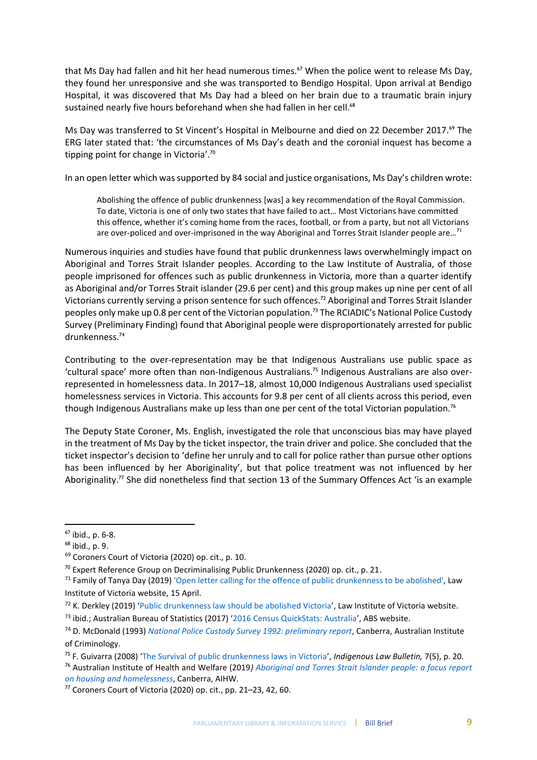that Ms Day had fallen and hit her head numerous times.[67] When the police went to release Ms Day, they found her unresponsive and she was transported to Bendigo Hospital. Upon arrival at Bendigo Hospital, it was discovered that Ms Day had a bleed on her brain due to a traumatic brain injury sustained nearly five hours beforehand when she had fallen in her cell.[68]

Ms Day was transferred to St Vincent's Hospital in Melbourne and died on 22 December 2017.[69] The ERG later stated that: 'the circumstances of Ms Day's death and the coronial inquest has become a tipping point for change in Victoria'.[70]

In an open letter which was supported by 84 social and justice organisations, Ms Day's children wrote:

> Abolishing the offence of public drunkenness [was] a key recommendation of the Royal Commission. To date, Victoria is one of only two states that have failed to act… Most Victorians have committed this offence, whether it's coming home from the races, football, or from a party, but not all Victorians are over-policed and over-imprisoned in the way Aboriginal and Torres Strait Islander people are…[71]

Numerous inquiries and studies have found that public drunkenness laws overwhelmingly impact on Aboriginal and Torres Strait Islander peoples. According to the Law Institute of Australia, of those people imprisoned for offences such as public drunkenness in Victoria, more than a quarter identify as Aboriginal and/or Torres Strait islander (29.6 per cent) and this group makes up nine per cent of all Victorians currently serving a prison sentence for such offences.[72] Aboriginal and Torres Strait Islander peoples only make up 0.8 per cent of the Victorian population.[73] The RCIADIC's National Police Custody Survey (Preliminary Finding) found that Aboriginal people were disproportionately arrested for public drunkenness.[74]

Contributing to the over-representation may be that Indigenous Australians use public space as 'cultural space' more often than non-Indigenous Australians.[75] Indigenous Australians are also over-represented in homelessness data. In 2017–18, almost 10,000 Indigenous Australians used specialist homelessness services in Victoria. This accounts for 9.8 per cent of all clients across this period, even though Indigenous Australians make up less than one per cent of the total Victorian population.[76]

The Deputy State Coroner, Ms. English, investigated the role that unconscious bias may have played in the treatment of Ms Day by the ticket inspector, the train driver and police. She concluded that the ticket inspector's decision to 'define her unruly and to call for police rather than pursue other options has been influenced by her Aboriginality', but that police treatment was not influenced by her Aboriginality.[77] She did nonetheless find that section 13 of the Summary Offences Act 'is an example

---

[67] ibid., p. 6-8.

[68] ibid., p. 9.

[69] Coroners Court of Victoria (2020) op. cit., p. 10.

[70] Expert Reference Group on Decriminalising Public Drunkenness (2020) op. cit., p. 21.

[71] Family of Tanya Day (2019) 'Open letter calling for the offence of public drunkenness to be abolished', Law Institute of Victoria website, 15 April.

[72] K. Derkley (2019) 'Public drunkenness law should be abolished Victoria', Law Institute of Victoria website.

[73] ibid.; Australian Bureau of Statistics (2017) '2016 Census QuickStats: Australia', ABS website.

[74] D. McDonald (1993) *National Police Custody Survey 1992: preliminary report*, Canberra, Australian Institute of Criminology.

[75] F. Guivarra (2008) 'The Survival of public drunkenness laws in Victoria', *Indigenous Law Bulletin,* 7(5), p. 20.

[76] Australian Institute of Health and Welfare (2019) *Aboriginal and Torres Strait Islander people: a focus report on housing and homelessness*, Canberra, AIHW.

[77] Coroners Court of Victoria (2020) op. cit., pp. 21–23, 42, 60.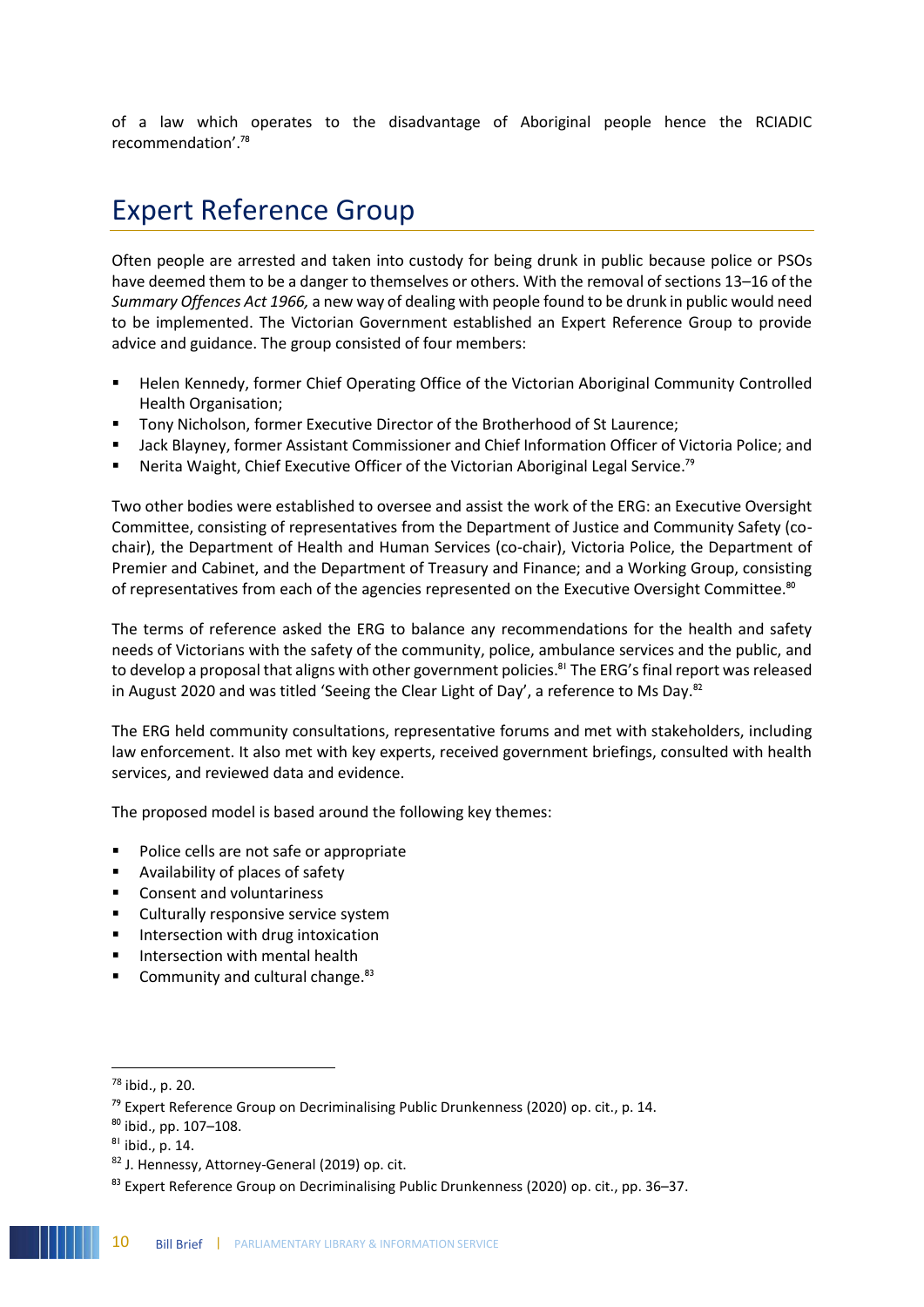of a law which operates to the disadvantage of Aboriginal people hence the RCIADIC recommendation'.[78]

## Expert Reference Group

Often people are arrested and taken into custody for being drunk in public because police or PSOs have deemed them to be a danger to themselves or others. With the removal of sections 13–16 of the *Summary Offences Act 1966,* a new way of dealing with people found to be drunk in public would need to be implemented. The Victorian Government established an Expert Reference Group to provide advice and guidance. The group consisted of four members:

- Helen Kennedy, former Chief Operating Office of the Victorian Aboriginal Community Controlled Health Organisation;
- Tony Nicholson, former Executive Director of the Brotherhood of St Laurence;
- Jack Blayney, former Assistant Commissioner and Chief Information Officer of Victoria Police; and
- Nerita Waight, Chief Executive Officer of the Victorian Aboriginal Legal Service.[79]

Two other bodies were established to oversee and assist the work of the ERG: an Executive Oversight Committee, consisting of representatives from the Department of Justice and Community Safety (co-chair), the Department of Health and Human Services (co-chair), Victoria Police, the Department of Premier and Cabinet, and the Department of Treasury and Finance; and a Working Group, consisting of representatives from each of the agencies represented on the Executive Oversight Committee.[80]

The terms of reference asked the ERG to balance any recommendations for the health and safety needs of Victorians with the safety of the community, police, ambulance services and the public, and to develop a proposal that aligns with other government policies.[81] The ERG's final report was released in August 2020 and was titled 'Seeing the Clear Light of Day', a reference to Ms Day.[82]

The ERG held community consultations, representative forums and met with stakeholders, including law enforcement. It also met with key experts, received government briefings, consulted with health services, and reviewed data and evidence.

The proposed model is based around the following key themes:

- Police cells are not safe or appropriate
- Availability of places of safety
- Consent and voluntariness
- Culturally responsive service system
- Intersection with drug intoxication
- Intersection with mental health
- Community and cultural change.[83]

---

[78] ibid., p. 20.

[79] Expert Reference Group on Decriminalising Public Drunkenness (2020) op. cit., p. 14.

[80] ibid., pp. 107–108.

[81] ibid., p. 14.

[82] J. Hennessy, Attorney-General (2019) op. cit.

[83] Expert Reference Group on Decriminalising Public Drunkenness (2020) op. cit., pp. 36–37.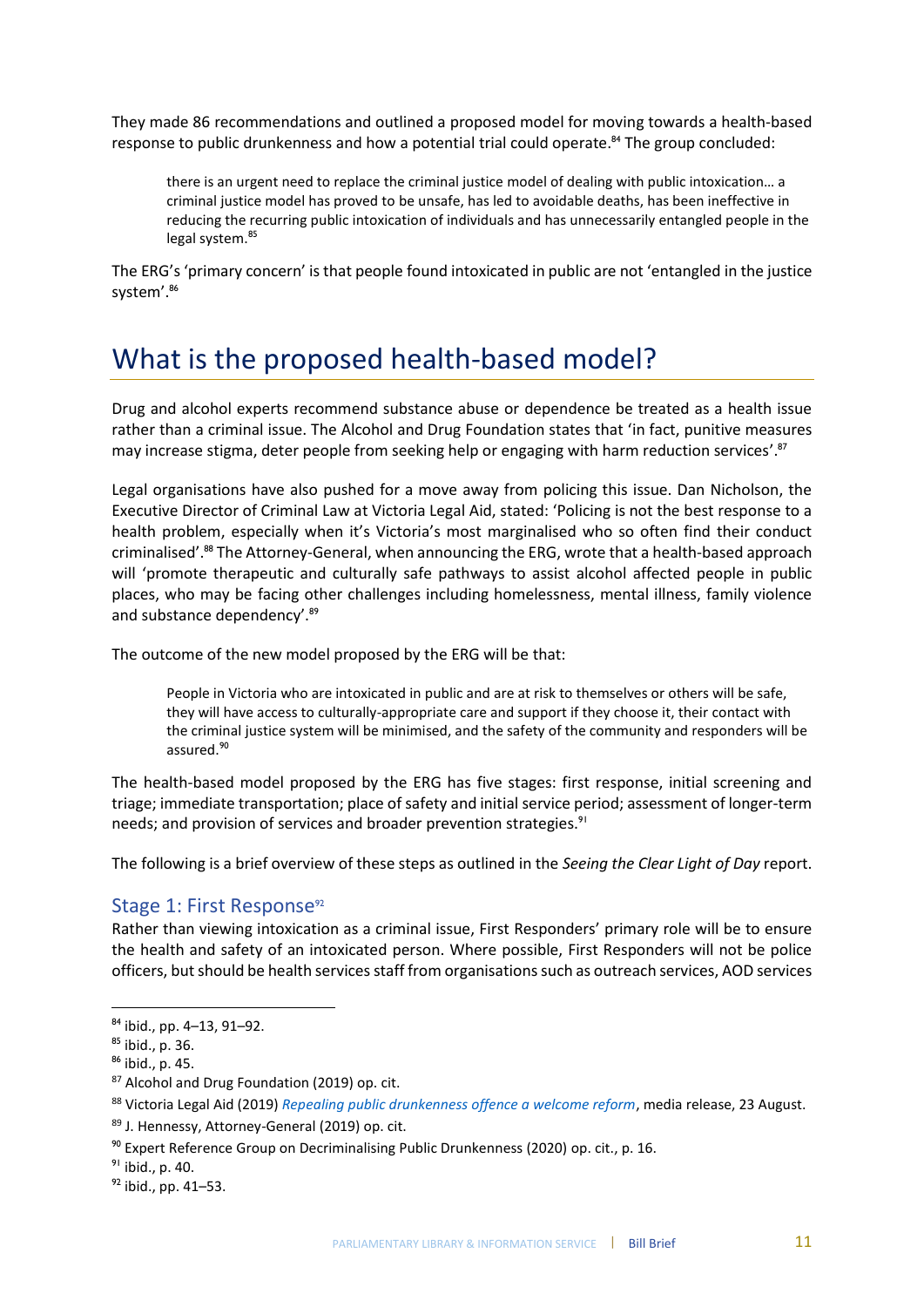They made 86 recommendations and outlined a proposed model for moving towards a health-based response to public drunkenness and how a potential trial could operate.[84] The group concluded:

> there is an urgent need to replace the criminal justice model of dealing with public intoxication… a criminal justice model has proved to be unsafe, has led to avoidable deaths, has been ineffective in reducing the recurring public intoxication of individuals and has unnecessarily entangled people in the legal system.[85]

The ERG's 'primary concern' is that people found intoxicated in public are not 'entangled in the justice system'.[86]

# What is the proposed health-based model?

Drug and alcohol experts recommend substance abuse or dependence be treated as a health issue rather than a criminal issue. The Alcohol and Drug Foundation states that 'in fact, punitive measures may increase stigma, deter people from seeking help or engaging with harm reduction services'.[87]

Legal organisations have also pushed for a move away from policing this issue. Dan Nicholson, the Executive Director of Criminal Law at Victoria Legal Aid, stated: 'Policing is not the best response to a health problem, especially when it's Victoria's most marginalised who so often find their conduct criminalised'.[88] The Attorney-General, when announcing the ERG, wrote that a health-based approach will 'promote therapeutic and culturally safe pathways to assist alcohol affected people in public places, who may be facing other challenges including homelessness, mental illness, family violence and substance dependency'.[89]

The outcome of the new model proposed by the ERG will be that:

> People in Victoria who are intoxicated in public and are at risk to themselves or others will be safe, they will have access to culturally-appropriate care and support if they choose it, their contact with the criminal justice system will be minimised, and the safety of the community and responders will be assured.[90]

The health-based model proposed by the ERG has five stages: first response, initial screening and triage; immediate transportation; place of safety and initial service period; assessment of longer-term needs; and provision of services and broader prevention strategies.[91]

The following is a brief overview of these steps as outlined in the *Seeing the Clear Light of Day* report.

## Stage 1: First Response[92]

Rather than viewing intoxication as a criminal issue, First Responders' primary role will be to ensure the health and safety of an intoxicated person. Where possible, First Responders will not be police officers, but should be health services staff from organisations such as outreach services, AOD services

---

[84] ibid., pp. 4–13, 91–92.

[85] ibid., p. 36.

[86] ibid., p. 45.

[87] Alcohol and Drug Foundation (2019) op. cit.

[88] Victoria Legal Aid (2019) *Repealing public drunkenness offence a welcome reform*, media release, 23 August.

[89] J. Hennessy, Attorney-General (2019) op. cit.

[90] Expert Reference Group on Decriminalising Public Drunkenness (2020) op. cit., p. 16.

[91] ibid., p. 40.

[92] ibid., pp. 41–53.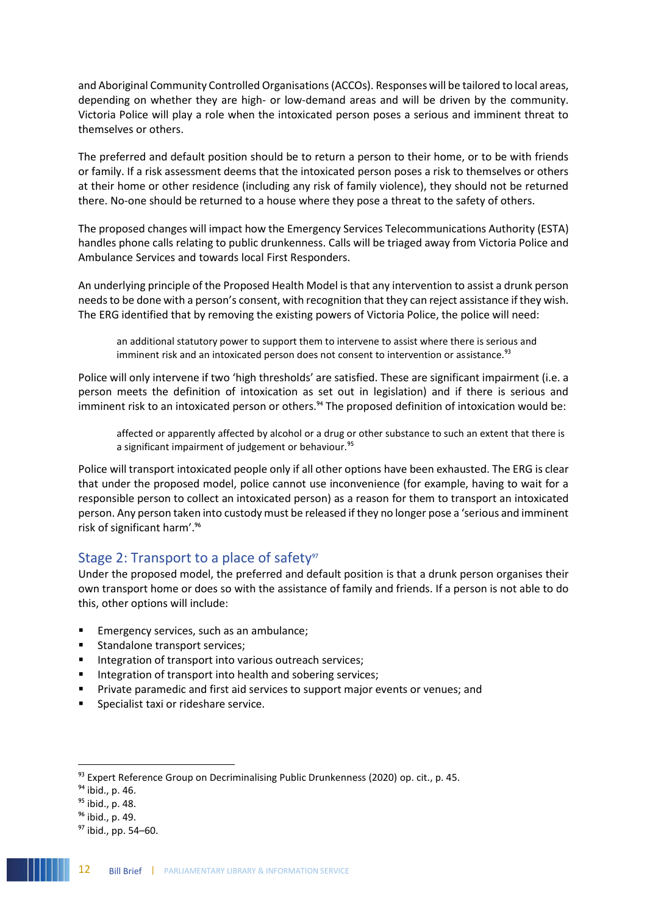and Aboriginal Community Controlled Organisations (ACCOs). Responses will be tailored to local areas, depending on whether they are high- or low-demand areas and will be driven by the community. Victoria Police will play a role when the intoxicated person poses a serious and imminent threat to themselves or others.

The preferred and default position should be to return a person to their home, or to be with friends or family. If a risk assessment deems that the intoxicated person poses a risk to themselves or others at their home or other residence (including any risk of family violence), they should not be returned there. No-one should be returned to a house where they pose a threat to the safety of others.

The proposed changes will impact how the Emergency Services Telecommunications Authority (ESTA) handles phone calls relating to public drunkenness. Calls will be triaged away from Victoria Police and Ambulance Services and towards local First Responders.

An underlying principle of the Proposed Health Model is that any intervention to assist a drunk person needs to be done with a person's consent, with recognition that they can reject assistance if they wish. The ERG identified that by removing the existing powers of Victoria Police, the police will need:

> an additional statutory power to support them to intervene to assist where there is serious and imminent risk and an intoxicated person does not consent to intervention or assistance.[93]

Police will only intervene if two 'high thresholds' are satisfied. These are significant impairment (i.e. a person meets the definition of intoxication as set out in legislation) and if there is serious and imminent risk to an intoxicated person or others.[94] The proposed definition of intoxication would be:

> affected or apparently affected by alcohol or a drug or other substance to such an extent that there is a significant impairment of judgement or behaviour.[95]

Police will transport intoxicated people only if all other options have been exhausted. The ERG is clear that under the proposed model, police cannot use inconvenience (for example, having to wait for a responsible person to collect an intoxicated person) as a reason for them to transport an intoxicated person. Any person taken into custody must be released if they no longer pose a 'serious and imminent risk of significant harm'.[96]

## Stage 2: Transport to a place of safety[97]

Under the proposed model, the preferred and default position is that a drunk person organises their own transport home or does so with the assistance of family and friends. If a person is not able to do this, other options will include:

- Emergency services, such as an ambulance;
- Standalone transport services;
- Integration of transport into various outreach services;
- Integration of transport into health and sobering services;
- Private paramedic and first aid services to support major events or venues; and
- Specialist taxi or rideshare service.

---

[93] Expert Reference Group on Decriminalising Public Drunkenness (2020) op. cit., p. 45.

[94] ibid., p. 46.

[95] ibid., p. 48.

[96] ibid., p. 49.

[97] ibid., pp. 54–60.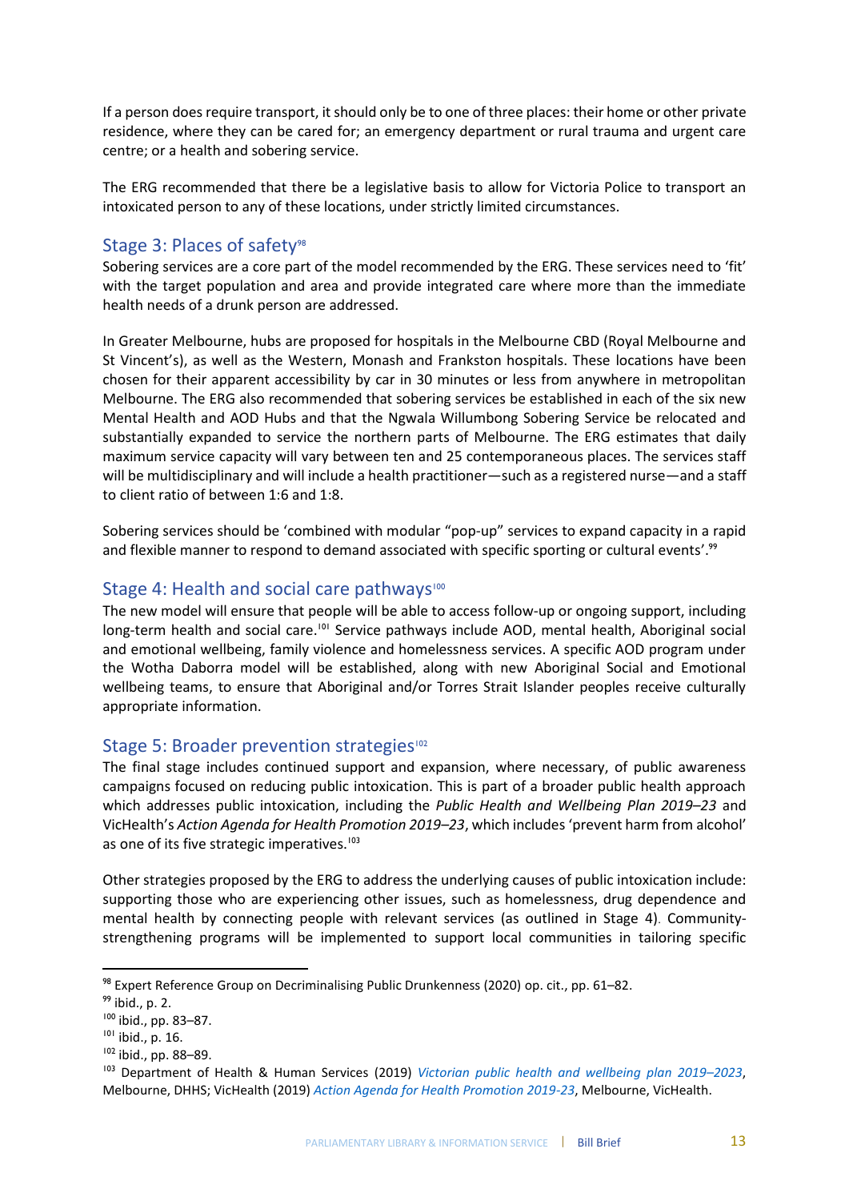If a person does require transport, it should only be to one of three places: their home or other private residence, where they can be cared for; an emergency department or rural trauma and urgent care centre; or a health and sobering service.

The ERG recommended that there be a legislative basis to allow for Victoria Police to transport an intoxicated person to any of these locations, under strictly limited circumstances.

## Stage 3: Places of safety[98]

Sobering services are a core part of the model recommended by the ERG. These services need to 'fit' with the target population and area and provide integrated care where more than the immediate health needs of a drunk person are addressed.

In Greater Melbourne, hubs are proposed for hospitals in the Melbourne CBD (Royal Melbourne and St Vincent's), as well as the Western, Monash and Frankston hospitals. These locations have been chosen for their apparent accessibility by car in 30 minutes or less from anywhere in metropolitan Melbourne. The ERG also recommended that sobering services be established in each of the six new Mental Health and AOD Hubs and that the Ngwala Willumbong Sobering Service be relocated and substantially expanded to service the northern parts of Melbourne. The ERG estimates that daily maximum service capacity will vary between ten and 25 contemporaneous places. The services staff will be multidisciplinary and will include a health practitioner—such as a registered nurse—and a staff to client ratio of between 1:6 and 1:8.

Sobering services should be 'combined with modular "pop-up" services to expand capacity in a rapid and flexible manner to respond to demand associated with specific sporting or cultural events'.[99]

## Stage 4: Health and social care pathways[100]

The new model will ensure that people will be able to access follow-up or ongoing support, including long-term health and social care.[101] Service pathways include AOD, mental health, Aboriginal social and emotional wellbeing, family violence and homelessness services. A specific AOD program under the Wotha Daborra model will be established, along with new Aboriginal Social and Emotional wellbeing teams, to ensure that Aboriginal and/or Torres Strait Islander peoples receive culturally appropriate information.

## Stage 5: Broader prevention strategies[102]

The final stage includes continued support and expansion, where necessary, of public awareness campaigns focused on reducing public intoxication. This is part of a broader public health approach which addresses public intoxication, including the *Public Health and Wellbeing Plan 2019–23* and VicHealth's *Action Agenda for Health Promotion 2019–23*, which includes 'prevent harm from alcohol' as one of its five strategic imperatives.[103]

Other strategies proposed by the ERG to address the underlying causes of public intoxication include: supporting those who are experiencing other issues, such as homelessness, drug dependence and mental health by connecting people with relevant services (as outlined in Stage 4). Community-strengthening programs will be implemented to support local communities in tailoring specific

---

[98] Expert Reference Group on Decriminalising Public Drunkenness (2020) op. cit., pp. 61–82.

[99] ibid., p. 2.

[100] ibid., pp. 83–87.

[101] ibid., p. 16.

[102] ibid., pp. 88–89.

[103] Department of Health & Human Services (2019) *Victorian public health and wellbeing plan 2019–2023*, Melbourne, DHHS; VicHealth (2019) *Action Agenda for Health Promotion 2019-23*, Melbourne, VicHealth.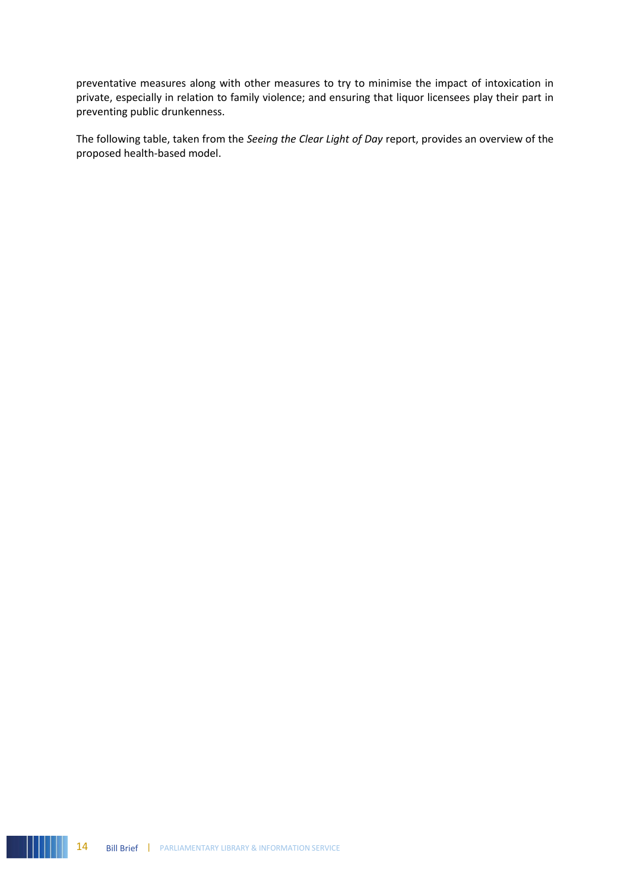preventative measures along with other measures to try to minimise the impact of intoxication in private, especially in relation to family violence; and ensuring that liquor licensees play their part in preventing public drunkenness.

The following table, taken from the *Seeing the Clear Light of Day* report, provides an overview of the proposed health-based model.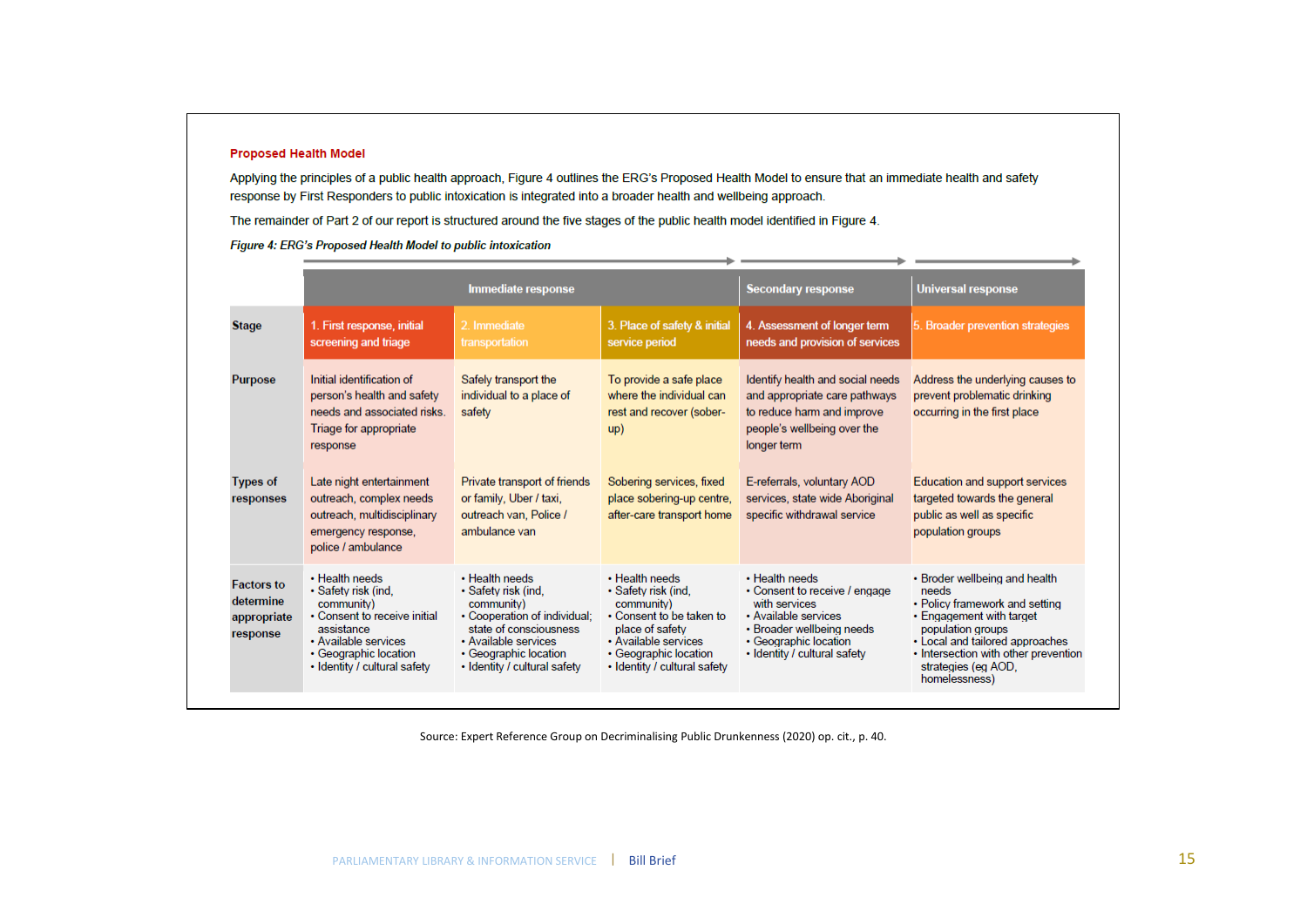**Proposed Health Model**

Applying the principles of a public health approach, Figure 4 outlines the ERG's Proposed Health Model to ensure that an immediate health and safety response by First Responders to public intoxication is integrated into a broader health and wellbeing approach.

The remainder of Part 2 of our report is structured around the five stages of the public health model identified in Figure 4.

*Figure 4: ERG's Proposed Health Model to public intoxication*

| | Immediate response | | | Secondary response | Universal response |
|---|---|---|---|---|---|
| **Stage** | 1. First response, initial screening and triage | 2. Immediate transportation | 3. Place of safety & initial service period | 4. Assessment of longer term needs and provision of services | 5. Broader prevention strategies |
| **Purpose** | Initial identification of person's health and safety needs and associated risks. Triage for appropriate response | Safely transport the individual to a place of safety | To provide a safe place where the individual can rest and recover (sober-up) | Identify health and social needs and appropriate care pathways to reduce harm and improve people's wellbeing over the longer term | Address the underlying causes to prevent problematic drinking occurring in the first place |
| **Types of responses** | Late night entertainment outreach, complex needs outreach, multidisciplinary emergency response, police / ambulance | Private transport of friends or family, Uber / taxi, outreach van, Police / ambulance van | Sobering services, fixed place sobering-up centre, after-care transport home | E-referrals, voluntary AOD services, state wide Aboriginal specific withdrawal service | Education and support services targeted towards the general public as well as specific population groups |
| **Factors to determine appropriate response** | • Health needs<br>• Safety risk (ind, community)<br>• Consent to receive initial assistance<br>• Available services<br>• Geographic location<br>• Identity / cultural safety | • Health needs<br>• Safety risk (ind, community)<br>• Cooperation of individual; state of consciousness<br>• Available services<br>• Geographic location<br>• Identity / cultural safety | • Health needs<br>• Safety risk (ind, community)<br>• Consent to be taken to place of safety<br>• Available services<br>• Geographic location<br>• Identity / cultural safety | • Health needs<br>• Consent to receive / engage with services<br>• Available services<br>• Broader wellbeing needs<br>• Geographic location<br>• Identity / cultural safety | • Broder wellbeing and health needs<br>• Policy framework and setting<br>• Engagement with target population groups<br>• Local and tailored approaches<br>• Intersection with other prevention strategies (eg AOD, homelessness) |

Source: Expert Reference Group on Decriminalising Public Drunkenness (2020) op. cit., p. 40.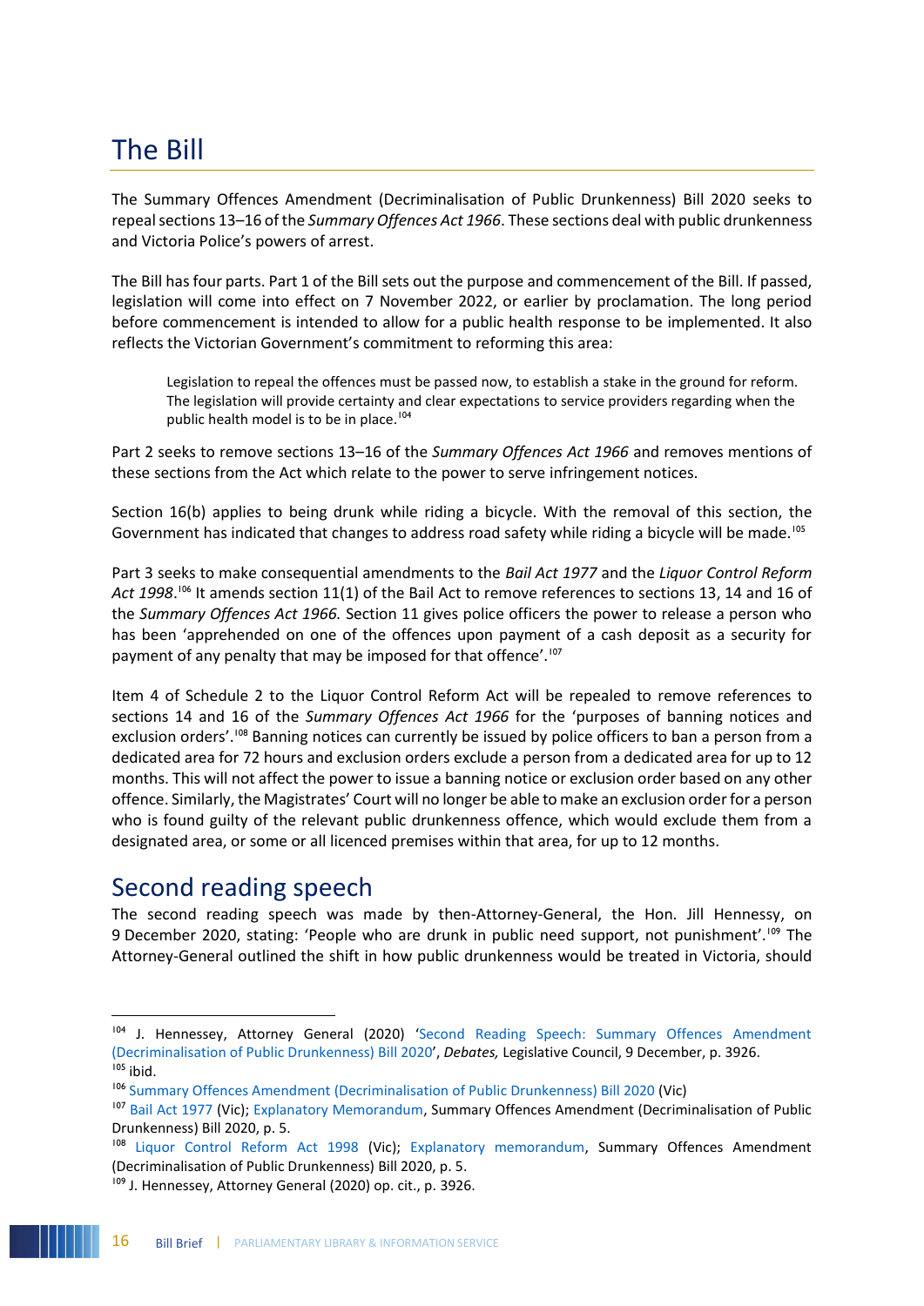## The Bill

The Summary Offences Amendment (Decriminalisation of Public Drunkenness) Bill 2020 seeks to repeal sections 13–16 of the *Summary Offences Act 1966*. These sections deal with public drunkenness and Victoria Police's powers of arrest.

The Bill has four parts. Part 1 of the Bill sets out the purpose and commencement of the Bill. If passed, legislation will come into effect on 7 November 2022, or earlier by proclamation. The long period before commencement is intended to allow for a public health response to be implemented. It also reflects the Victorian Government's commitment to reforming this area:

> Legislation to repeal the offences must be passed now, to establish a stake in the ground for reform. The legislation will provide certainty and clear expectations to service providers regarding when the public health model is to be in place.[104]

Part 2 seeks to remove sections 13–16 of the *Summary Offences Act 1966* and removes mentions of these sections from the Act which relate to the power to serve infringement notices.

Section 16(b) applies to being drunk while riding a bicycle. With the removal of this section, the Government has indicated that changes to address road safety while riding a bicycle will be made.[105]

Part 3 seeks to make consequential amendments to the *Bail Act 1977* and the *Liquor Control Reform Act 1998*.[106] It amends section 11(1) of the Bail Act to remove references to sections 13, 14 and 16 of the *Summary Offences Act 1966.* Section 11 gives police officers the power to release a person who has been 'apprehended on one of the offences upon payment of a cash deposit as a security for payment of any penalty that may be imposed for that offence'.[107]

Item 4 of Schedule 2 to the Liquor Control Reform Act will be repealed to remove references to sections 14 and 16 of the *Summary Offences Act 1966* for the 'purposes of banning notices and exclusion orders'.[108] Banning notices can currently be issued by police officers to ban a person from a dedicated area for 72 hours and exclusion orders exclude a person from a dedicated area for up to 12 months. This will not affect the power to issue a banning notice or exclusion order based on any other offence. Similarly, the Magistrates' Court will no longer be able to make an exclusion order for a person who is found guilty of the relevant public drunkenness offence, which would exclude them from a designated area, or some or all licenced premises within that area, for up to 12 months.

## Second reading speech

The second reading speech was made by then-Attorney-General, the Hon. Jill Hennessy, on 9 December 2020, stating: 'People who are drunk in public need support, not punishment'.[109] The Attorney-General outlined the shift in how public drunkenness would be treated in Victoria, should

---

[104] J. Hennessey, Attorney General (2020) 'Second Reading Speech: Summary Offences Amendment (Decriminalisation of Public Drunkenness) Bill 2020', *Debates,* Legislative Council, 9 December, p. 3926.

[105] ibid.

[106] Summary Offences Amendment (Decriminalisation of Public Drunkenness) Bill 2020 (Vic)

[107] Bail Act 1977 (Vic); Explanatory Memorandum, Summary Offences Amendment (Decriminalisation of Public Drunkenness) Bill 2020, p. 5.

[108] Liquor Control Reform Act 1998 (Vic); Explanatory memorandum, Summary Offences Amendment (Decriminalisation of Public Drunkenness) Bill 2020, p. 5.

[109] J. Hennessey, Attorney General (2020) op. cit., p. 3926.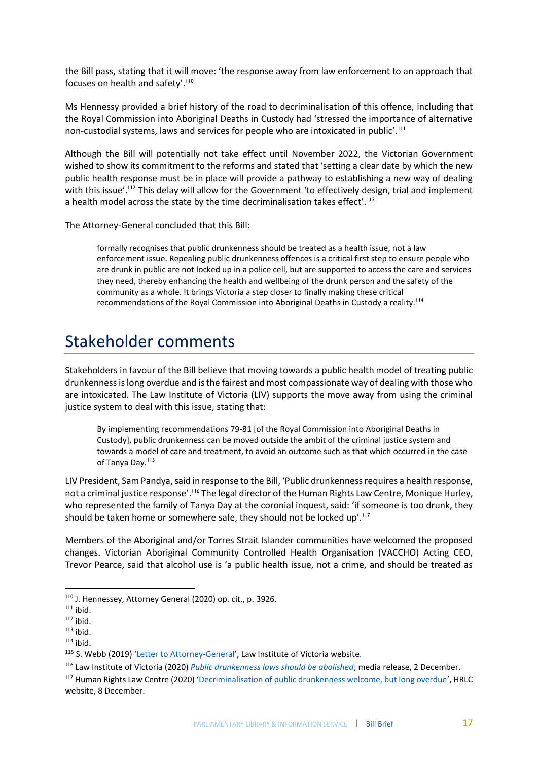the Bill pass, stating that it will move: 'the response away from law enforcement to an approach that focuses on health and safety'.[110]

Ms Hennessy provided a brief history of the road to decriminalisation of this offence, including that the Royal Commission into Aboriginal Deaths in Custody had 'stressed the importance of alternative non-custodial systems, laws and services for people who are intoxicated in public'.[111]

Although the Bill will potentially not take effect until November 2022, the Victorian Government wished to show its commitment to the reforms and stated that 'setting a clear date by which the new public health response must be in place will provide a pathway to establishing a new way of dealing with this issue'.[112] This delay will allow for the Government 'to effectively design, trial and implement a health model across the state by the time decriminalisation takes effect'.[113]

The Attorney-General concluded that this Bill:

> formally recognises that public drunkenness should be treated as a health issue, not a law enforcement issue. Repealing public drunkenness offences is a critical first step to ensure people who are drunk in public are not locked up in a police cell, but are supported to access the care and services they need, thereby enhancing the health and wellbeing of the drunk person and the safety of the community as a whole. It brings Victoria a step closer to finally making these critical recommendations of the Royal Commission into Aboriginal Deaths in Custody a reality.[114]

## Stakeholder comments

Stakeholders in favour of the Bill believe that moving towards a public health model of treating public drunkenness is long overdue and is the fairest and most compassionate way of dealing with those who are intoxicated. The Law Institute of Victoria (LIV) supports the move away from using the criminal justice system to deal with this issue, stating that:

> By implementing recommendations 79-81 [of the Royal Commission into Aboriginal Deaths in Custody], public drunkenness can be moved outside the ambit of the criminal justice system and towards a model of care and treatment, to avoid an outcome such as that which occurred in the case of Tanya Day.[115]

LIV President, Sam Pandya, said in response to the Bill, 'Public drunkenness requires a health response, not a criminal justice response'.[116] The legal director of the Human Rights Law Centre, Monique Hurley, who represented the family of Tanya Day at the coronial inquest, said: 'if someone is too drunk, they should be taken home or somewhere safe, they should not be locked up'.[117]

Members of the Aboriginal and/or Torres Strait Islander communities have welcomed the proposed changes. Victorian Aboriginal Community Controlled Health Organisation (VACCHO) Acting CEO, Trevor Pearce, said that alcohol use is 'a public health issue, not a crime, and should be treated as

---

[110] J. Hennessey, Attorney General (2020) op. cit., p. 3926.

[111] ibid.

[112] ibid.

[113] ibid.

[114] ibid.

[115] S. Webb (2019) 'Letter to Attorney-General', Law Institute of Victoria website.

[116] Law Institute of Victoria (2020) *Public drunkenness laws should be abolished*, media release, 2 December.

[117] Human Rights Law Centre (2020) 'Decriminalisation of public drunkenness welcome, but long overdue', HRLC website, 8 December.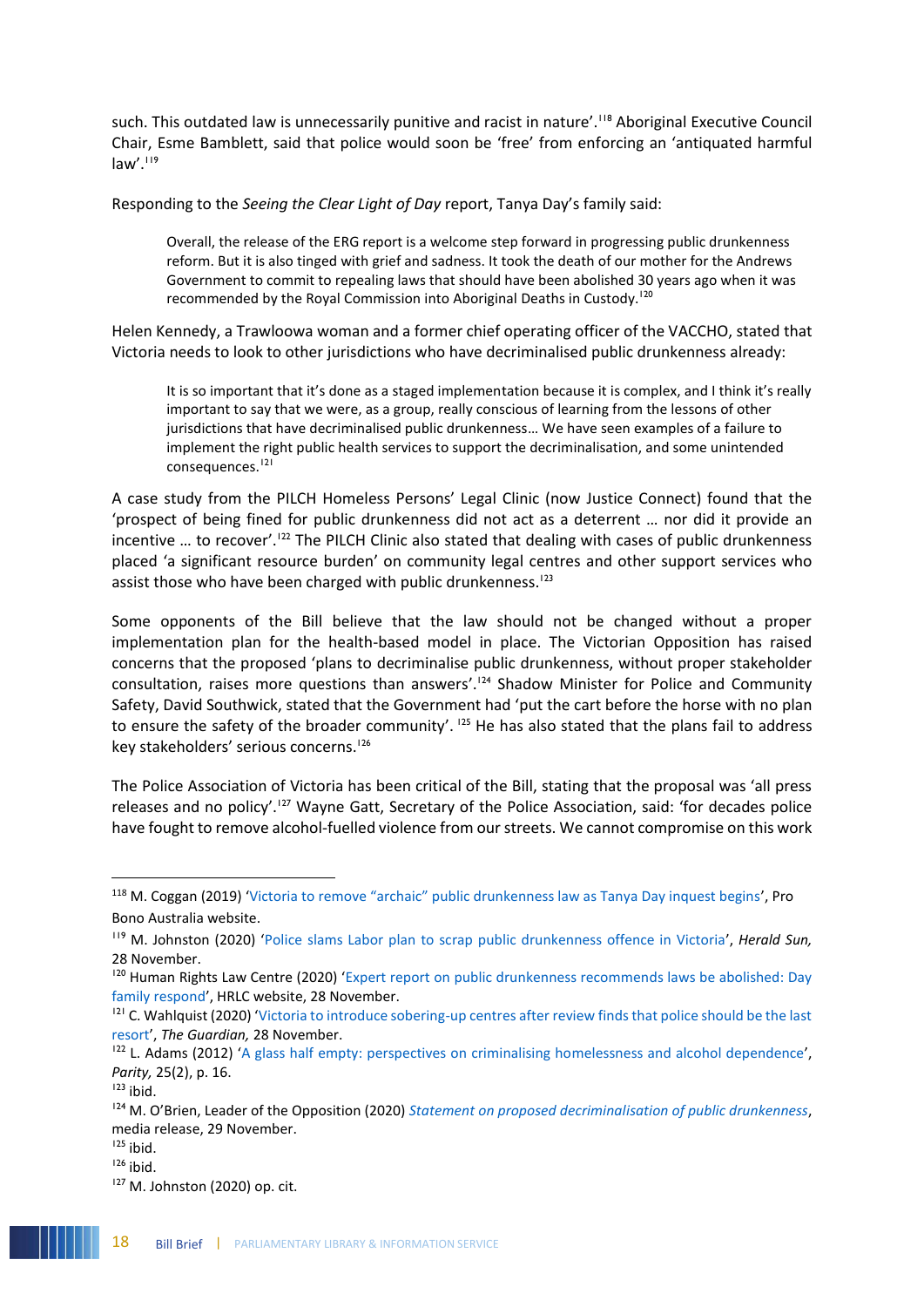such. This outdated law is unnecessarily punitive and racist in nature'.[118] Aboriginal Executive Council Chair, Esme Bamblett, said that police would soon be 'free' from enforcing an 'antiquated harmful law'.[119]

Responding to the *Seeing the Clear Light of Day* report, Tanya Day's family said:

> Overall, the release of the ERG report is a welcome step forward in progressing public drunkenness reform. But it is also tinged with grief and sadness. It took the death of our mother for the Andrews Government to commit to repealing laws that should have been abolished 30 years ago when it was recommended by the Royal Commission into Aboriginal Deaths in Custody.[120]

Helen Kennedy, a Trawloowa woman and a former chief operating officer of the VACCHO, stated that Victoria needs to look to other jurisdictions who have decriminalised public drunkenness already:

> It is so important that it's done as a staged implementation because it is complex, and I think it's really important to say that we were, as a group, really conscious of learning from the lessons of other jurisdictions that have decriminalised public drunkenness… We have seen examples of a failure to implement the right public health services to support the decriminalisation, and some unintended consequences.[121]

A case study from the PILCH Homeless Persons' Legal Clinic (now Justice Connect) found that the 'prospect of being fined for public drunkenness did not act as a deterrent … nor did it provide an incentive … to recover'.[122] The PILCH Clinic also stated that dealing with cases of public drunkenness placed 'a significant resource burden' on community legal centres and other support services who assist those who have been charged with public drunkenness.[123]

Some opponents of the Bill believe that the law should not be changed without a proper implementation plan for the health-based model in place. The Victorian Opposition has raised concerns that the proposed 'plans to decriminalise public drunkenness, without proper stakeholder consultation, raises more questions than answers'.[124] Shadow Minister for Police and Community Safety, David Southwick, stated that the Government had 'put the cart before the horse with no plan to ensure the safety of the broader community'. [125] He has also stated that the plans fail to address key stakeholders' serious concerns.[126]

The Police Association of Victoria has been critical of the Bill, stating that the proposal was 'all press releases and no policy'.[127] Wayne Gatt, Secretary of the Police Association, said: 'for decades police have fought to remove alcohol-fuelled violence from our streets. We cannot compromise on this work

---

[118] M. Coggan (2019) 'Victoria to remove "archaic" public drunkenness law as Tanya Day inquest begins', Pro Bono Australia website.

[119] M. Johnston (2020) 'Police slams Labor plan to scrap public drunkenness offence in Victoria', *Herald Sun,* 28 November.

[120] Human Rights Law Centre (2020) 'Expert report on public drunkenness recommends laws be abolished: Day family respond', HRLC website, 28 November.

[121] C. Wahlquist (2020) 'Victoria to introduce sobering-up centres after review finds that police should be the last resort', *The Guardian,* 28 November.

[122] L. Adams (2012) 'A glass half empty: perspectives on criminalising homelessness and alcohol dependence', *Parity,* 25(2), p. 16.

[123] ibid.

[124] M. O'Brien, Leader of the Opposition (2020) *Statement on proposed decriminalisation of public drunkenness*, media release, 29 November.

[125] ibid.

[126] ibid.

[127] M. Johnston (2020) op. cit.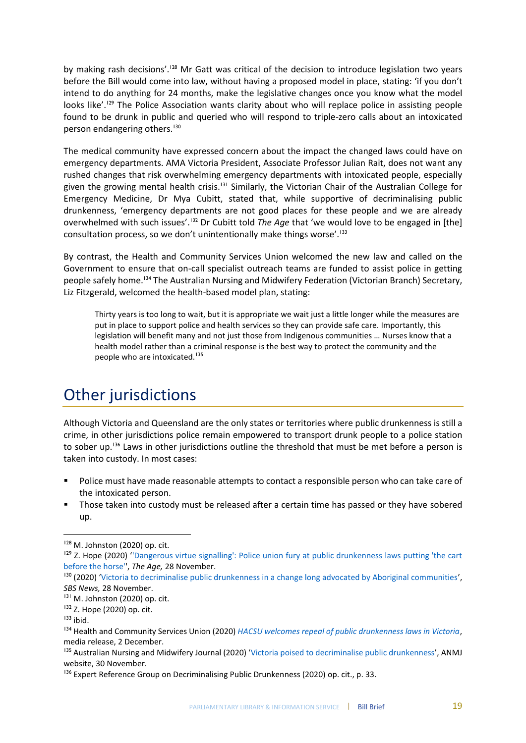by making rash decisions'.[128] Mr Gatt was critical of the decision to introduce legislation two years before the Bill would come into law, without having a proposed model in place, stating: 'if you don't intend to do anything for 24 months, make the legislative changes once you know what the model looks like'.[129] The Police Association wants clarity about who will replace police in assisting people found to be drunk in public and queried who will respond to triple-zero calls about an intoxicated person endangering others.[130]

The medical community have expressed concern about the impact the changed laws could have on emergency departments. AMA Victoria President, Associate Professor Julian Rait, does not want any rushed changes that risk overwhelming emergency departments with intoxicated people, especially given the growing mental health crisis.[131] Similarly, the Victorian Chair of the Australian College for Emergency Medicine, Dr Mya Cubitt, stated that, while supportive of decriminalising public drunkenness, 'emergency departments are not good places for these people and we are already overwhelmed with such issues'.[132] Dr Cubitt told *The Age* that 'we would love to be engaged in [the] consultation process, so we don't unintentionally make things worse'.[133]

By contrast, the Health and Community Services Union welcomed the new law and called on the Government to ensure that on-call specialist outreach teams are funded to assist police in getting people safely home.[134] The Australian Nursing and Midwifery Federation (Victorian Branch) Secretary, Liz Fitzgerald, welcomed the health-based model plan, stating:

> Thirty years is too long to wait, but it is appropriate we wait just a little longer while the measures are put in place to support police and health services so they can provide safe care. Importantly, this legislation will benefit many and not just those from Indigenous communities … Nurses know that a health model rather than a criminal response is the best way to protect the community and the people who are intoxicated.[135]

# Other jurisdictions

Although Victoria and Queensland are the only states or territories where public drunkenness is still a crime, in other jurisdictions police remain empowered to transport drunk people to a police station to sober up.[136] Laws in other jurisdictions outline the threshold that must be met before a person is taken into custody. In most cases:

- Police must have made reasonable attempts to contact a responsible person who can take care of the intoxicated person.
- Those taken into custody must be released after a certain time has passed or they have sobered up.

---

[128] M. Johnston (2020) op. cit.

[129] Z. Hope (2020) ''Dangerous virtue signalling': Police union fury at public drunkenness laws putting 'the cart before the horse'', *The Age,* 28 November.

[130] (2020) 'Victoria to decriminalise public drunkenness in a change long advocated by Aboriginal communities', *SBS News,* 28 November.

[131] M. Johnston (2020) op. cit.

[132] Z. Hope (2020) op. cit.

[133] ibid.

[134] Health and Community Services Union (2020) *HACSU welcomes repeal of public drunkenness laws in Victoria*, media release, 2 December.

[135] Australian Nursing and Midwifery Journal (2020) 'Victoria poised to decriminalise public drunkenness', ANMJ website, 30 November.

[136] Expert Reference Group on Decriminalising Public Drunkenness (2020) op. cit., p. 33.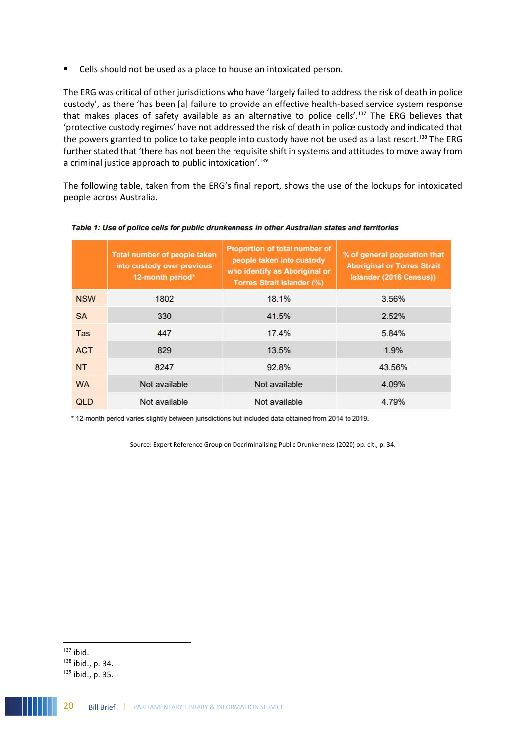- Cells should not be used as a place to house an intoxicated person.

The ERG was critical of other jurisdictions who have 'largely failed to address the risk of death in police custody', as there 'has been [a] failure to provide an effective health-based service system response that makes places of safety available as an alternative to police cells'.[137] The ERG believes that 'protective custody regimes' have not addressed the risk of death in police custody and indicated that the powers granted to police to take people into custody have not be used as a last resort.[138] The ERG further stated that 'there has not been the requisite shift in systems and attitudes to move away from a criminal justice approach to public intoxication'.[139]

The following table, taken from the ERG's final report, shows the use of the lockups for intoxicated people across Australia.

***Table 1: Use of police cells for public drunkenness in other Australian states and territories***

| | Total number of people taken into custody over previous 12-month period* | Proportion of total number of people taken into custody who identify as Aboriginal or Torres Strait Islander (%) | % of general population that Aboriginal or Torres Strait Islander (2016 Census)) |
|---|---|---|---|
| NSW | 1802 | 18.1% | 3.56% |
| SA | 330 | 41.5% | 2.52% |
| Tas | 447 | 17.4% | 5.84% |
| ACT | 829 | 13.5% | 1.9% |
| NT | 8247 | 92.8% | 43.56% |
| WA | Not available | Not available | 4.09% |
| QLD | Not available | Not available | 4.79% |

\* 12-month period varies slightly between jurisdictions but included data obtained from 2014 to 2019.

Source: Expert Reference Group on Decriminalising Public Drunkenness (2020) op. cit., p. 34.

[137] ibid.

[138] ibid., p. 34.

[139] ibid., p. 35.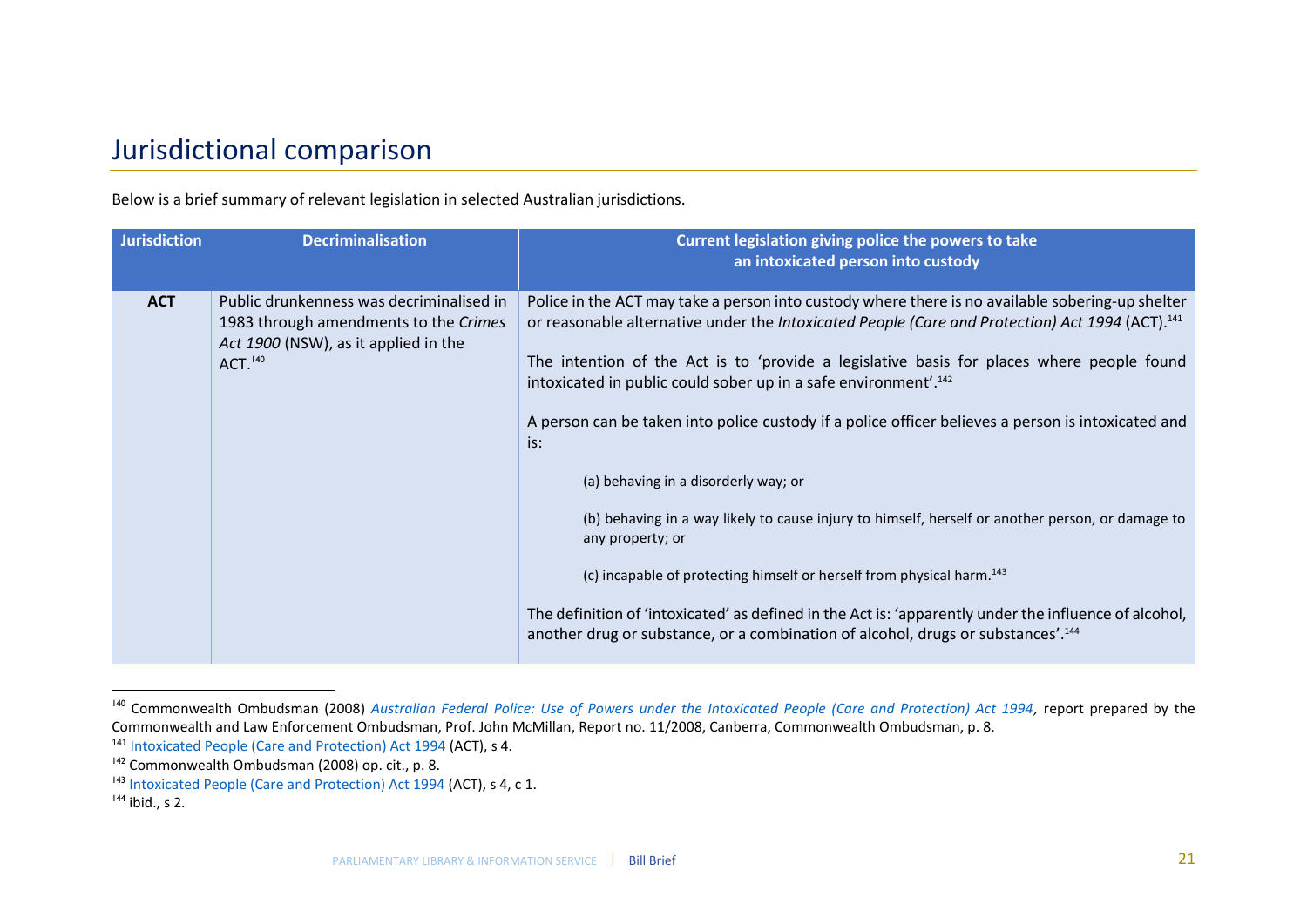## Jurisdictional comparison

Below is a brief summary of relevant legislation in selected Australian jurisdictions.

| Jurisdiction | Decriminalisation | Current legislation giving police the powers to take an intoxicated person into custody |
|---|---|---|
| **ACT** | Public drunkenness was decriminalised in 1983 through amendments to the *Crimes Act 1900* (NSW), as it applied in the ACT.[140] | Police in the ACT may take a person into custody where there is no available sobering-up shelter or reasonable alternative under the *Intoxicated People (Care and Protection) Act 1994* (ACT).[141]<br><br>The intention of the Act is to 'provide a legislative basis for places where people found intoxicated in public could sober up in a safe environment'.[142]<br><br>A person can be taken into police custody if a police officer believes a person is intoxicated and is:<br><br>(a) behaving in a disorderly way; or<br><br>(b) behaving in a way likely to cause injury to himself, herself or another person, or damage to any property; or<br><br>(c) incapable of protecting himself or herself from physical harm.[143]<br><br>The definition of 'intoxicated' as defined in the Act is: 'apparently under the influence of alcohol, another drug or substance, or a combination of alcohol, drugs or substances'.[144] |

[140] Commonwealth Ombudsman (2008) *Australian Federal Police: Use of Powers under the Intoxicated People (Care and Protection) Act 1994*, report prepared by the Commonwealth and Law Enforcement Ombudsman, Prof. John McMillan, Report no. 11/2008, Canberra, Commonwealth Ombudsman, p. 8.

[141] Intoxicated People (Care and Protection) Act 1994 (ACT), s 4.

[142] Commonwealth Ombudsman (2008) op. cit., p. 8.

[143] Intoxicated People (Care and Protection) Act 1994 (ACT), s 4, c 1.

[144] ibid., s 2.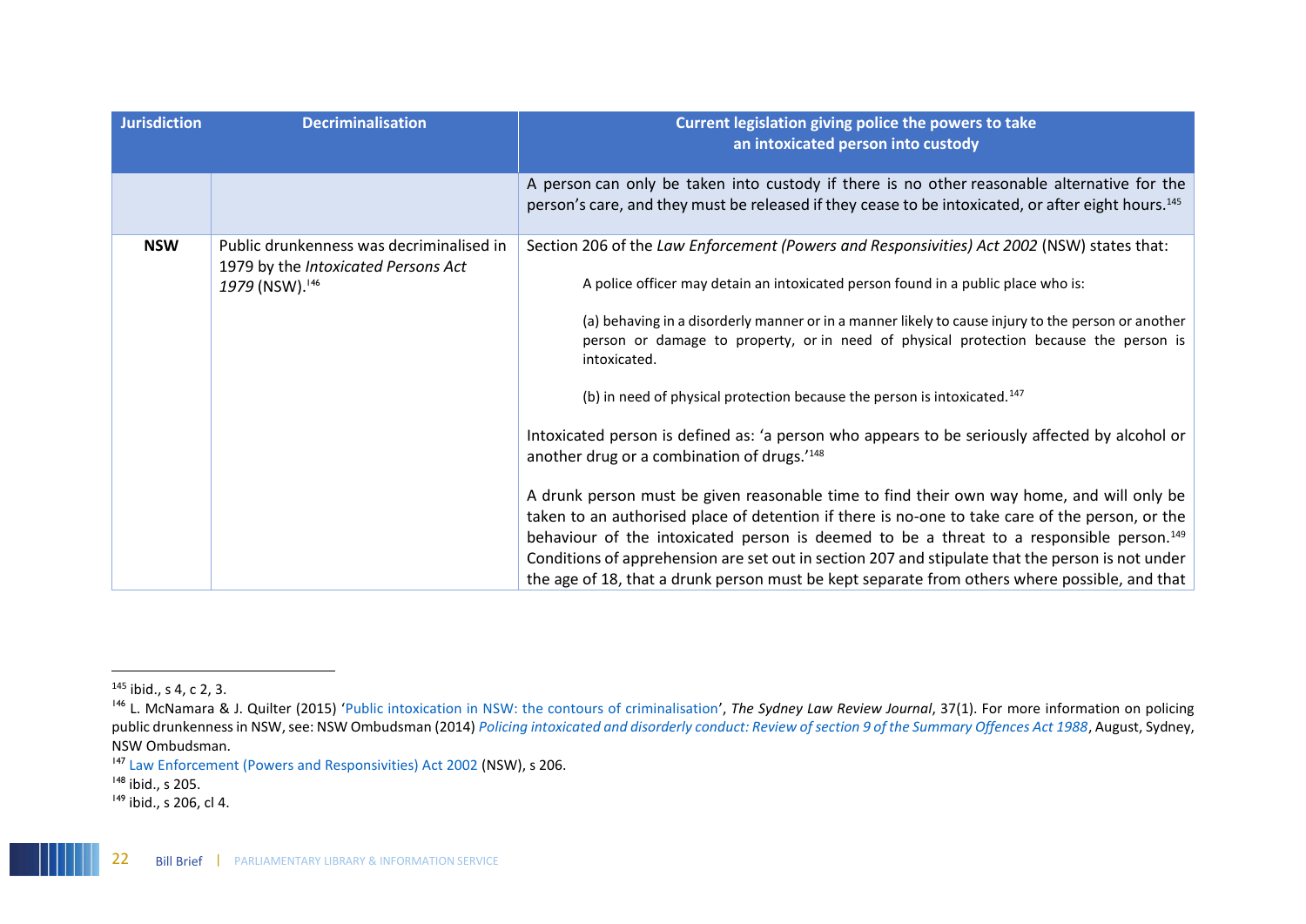| Jurisdiction | Decriminalisation | Current legislation giving police the powers to take an intoxicated person into custody |
|---|---|---|
| | | A person can only be taken into custody if there is no other reasonable alternative for the person's care, and they must be released if they cease to be intoxicated, or after eight hours.[145] |
| **NSW** | Public drunkenness was decriminalised in 1979 by the *Intoxicated Persons Act 1979* (NSW).[146] | Section 206 of the *Law Enforcement (Powers and Responsivities) Act 2002* (NSW) states that: <br><br> A police officer may detain an intoxicated person found in a public place who is: <br><br> (a) behaving in a disorderly manner or in a manner likely to cause injury to the person or another person or damage to property, or in need of physical protection because the person is intoxicated. <br><br> (b) in need of physical protection because the person is intoxicated.[147] <br><br> Intoxicated person is defined as: 'a person who appears to be seriously affected by alcohol or another drug or a combination of drugs.'[148] <br><br> A drunk person must be given reasonable time to find their own way home, and will only be taken to an authorised place of detention if there is no-one to take care of the person, or the behaviour of the intoxicated person is deemed to be a threat to a responsible person.[149] Conditions of apprehension are set out in section 207 and stipulate that the person is not under the age of 18, that a drunk person must be kept separate from others where possible, and that |

[145] ibid., s 4, c 2, 3.

[146] L. McNamara & J. Quilter (2015) 'Public intoxication in NSW: the contours of criminalisation', *The Sydney Law Review Journal*, 37(1). For more information on policing public drunkenness in NSW, see: NSW Ombudsman (2014) *Policing intoxicated and disorderly conduct: Review of section 9 of the Summary Offences Act 1988*, August, Sydney, NSW Ombudsman.

[147] Law Enforcement (Powers and Responsivities) Act 2002 (NSW), s 206.

[148] ibid., s 205.

[149] ibid., s 206, cl 4.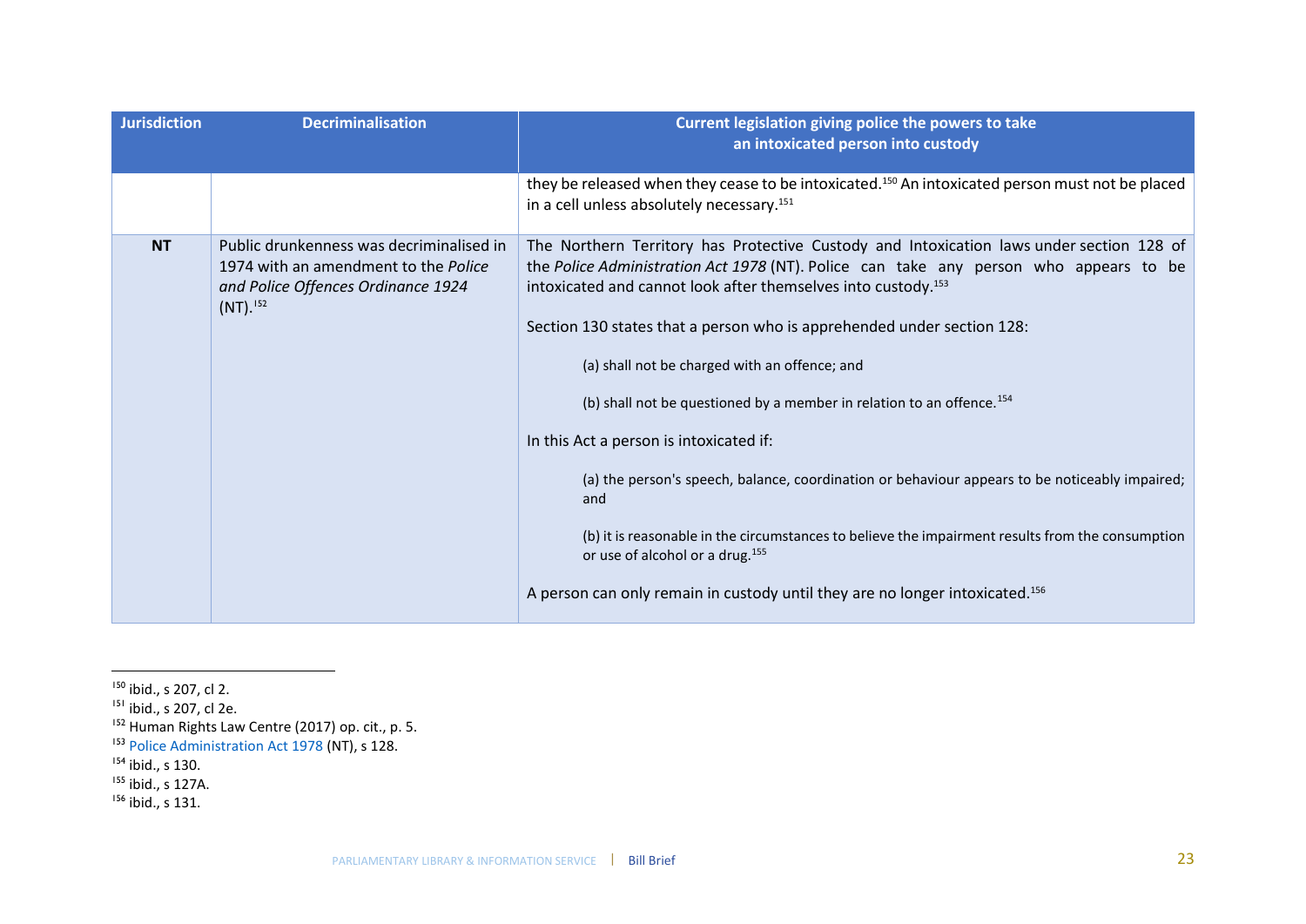| Jurisdiction | Decriminalisation | Current legislation giving police the powers to take an intoxicated person into custody |
|---|---|---|
| | | they be released when they cease to be intoxicated.[150] An intoxicated person must not be placed in a cell unless absolutely necessary.[151] |
| **NT** | Public drunkenness was decriminalised in 1974 with an amendment to the *Police and Police Offences Ordinance 1924* (NT).[152] | The Northern Territory has Protective Custody and Intoxication laws under section 128 of the *Police Administration Act 1978* (NT). Police can take any person who appears to be intoxicated and cannot look after themselves into custody.[153]<br><br>Section 130 states that a person who is apprehended under section 128:<br><br>(a) shall not be charged with an offence; and<br><br>(b) shall not be questioned by a member in relation to an offence.[154]<br><br>In this Act a person is intoxicated if:<br><br>(a) the person's speech, balance, coordination or behaviour appears to be noticeably impaired; and<br><br>(b) it is reasonable in the circumstances to believe the impairment results from the consumption or use of alcohol or a drug.[155]<br><br>A person can only remain in custody until they are no longer intoxicated.[156] |

[150] ibid., s 207, cl 2.
[151] ibid., s 207, cl 2e.
[152] Human Rights Law Centre (2017) op. cit., p. 5.
[153] Police Administration Act 1978 (NT), s 128.
[154] ibid., s 130.
[155] ibid., s 127A.
[156] ibid., s 131.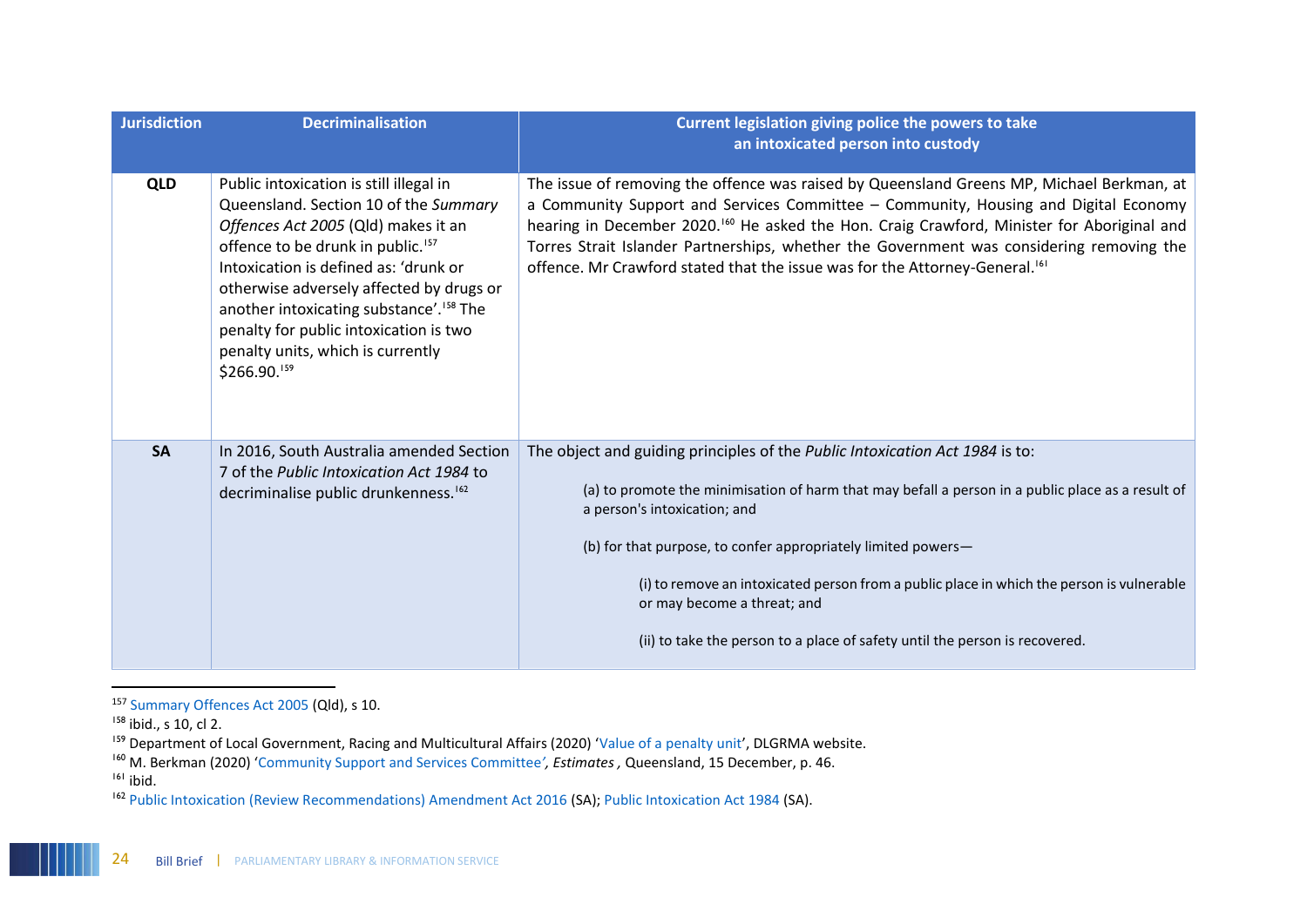| Jurisdiction | Decriminalisation | Current legislation giving police the powers to take an intoxicated person into custody |
|---|---|---|
| **QLD** | Public intoxication is still illegal in Queensland. Section 10 of the *Summary Offences Act 2005* (Qld) makes it an offence to be drunk in public.[157] Intoxication is defined as: 'drunk or otherwise adversely affected by drugs or another intoxicating substance'.[158] The penalty for public intoxication is two penalty units, which is currently $266.90.[159] | The issue of removing the offence was raised by Queensland Greens MP, Michael Berkman, at a Community Support and Services Committee – Community, Housing and Digital Economy hearing in December 2020.[160] He asked the Hon. Craig Crawford, Minister for Aboriginal and Torres Strait Islander Partnerships, whether the Government was considering removing the offence. Mr Crawford stated that the issue was for the Attorney-General.[161] |
| **SA** | In 2016, South Australia amended Section 7 of the *Public Intoxication Act 1984* to decriminalise public drunkenness.[162] | The object and guiding principles of the *Public Intoxication Act 1984* is to:<br><br>(a) to promote the minimisation of harm that may befall a person in a public place as a result of a person's intoxication; and<br><br>(b) for that purpose, to confer appropriately limited powers—<br><br>(i) to remove an intoxicated person from a public place in which the person is vulnerable or may become a threat; and<br><br>(ii) to take the person to a place of safety until the person is recovered. |

[157] Summary Offences Act 2005 (Qld), s 10.
[158] ibid., s 10, cl 2.
[159] Department of Local Government, Racing and Multicultural Affairs (2020) 'Value of a penalty unit', DLGRMA website.
[160] M. Berkman (2020) 'Community Support and Services Committee', *Estimates*, Queensland, 15 December, p. 46.
[161] ibid.
[162] Public Intoxication (Review Recommendations) Amendment Act 2016 (SA); Public Intoxication Act 1984 (SA).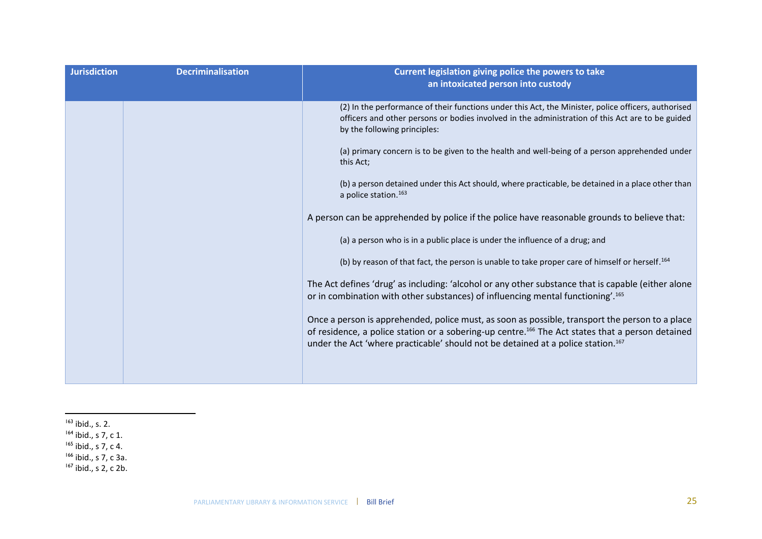| Jurisdiction | Decriminalisation | Current legislation giving police the powers to take an intoxicated person into custody |
|---|---|---|
| | | (2) In the performance of their functions under this Act, the Minister, police officers, authorised officers and other persons or bodies involved in the administration of this Act are to be guided by the following principles:<br><br>(a) primary concern is to be given to the health and well-being of a person apprehended under this Act;<br><br>(b) a person detained under this Act should, where practicable, be detained in a place other than a police station.[163]<br><br>A person can be apprehended by police if the police have reasonable grounds to believe that:<br><br>(a) a person who is in a public place is under the influence of a drug; and<br><br>(b) by reason of that fact, the person is unable to take proper care of himself or herself.[164]<br><br>The Act defines 'drug' as including: 'alcohol or any other substance that is capable (either alone or in combination with other substances) of influencing mental functioning'.[165]<br><br>Once a person is apprehended, police must, as soon as possible, transport the person to a place of residence, a police station or a sobering-up centre.[166] The Act states that a person detained under the Act 'where practicable' should not be detained at a police station.[167] |

[163] ibid., s. 2.
[164] ibid., s 7, c 1.
[165] ibid., s 7, c 4.
[166] ibid., s 7, c 3a.
[167] ibid., s 2, c 2b.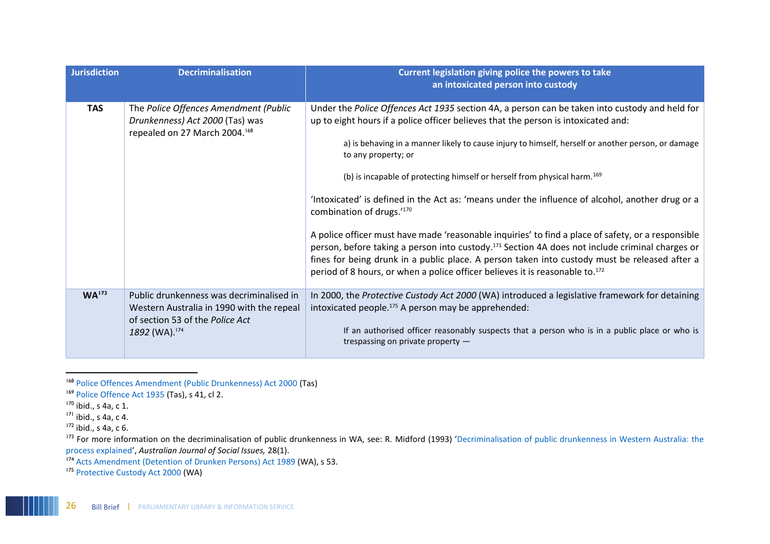| Jurisdiction | Decriminalisation | Current legislation giving police the powers to take an intoxicated person into custody |
|---|---|---|
| **TAS** | The *Police Offences Amendment (Public Drunkenness) Act 2000* (Tas) was repealed on 27 March 2004.[168] | Under the *Police Offences Act 1935* section 4A, a person can be taken into custody and held for up to eight hours if a police officer believes that the person is intoxicated and:<br><br>a) is behaving in a manner likely to cause injury to himself, herself or another person, or damage to any property; or<br><br>(b) is incapable of protecting himself or herself from physical harm.[169]<br><br>'Intoxicated' is defined in the Act as: 'means under the influence of alcohol, another drug or a combination of drugs.'[170]<br><br>A police officer must have made 'reasonable inquiries' to find a place of safety, or a responsible person, before taking a person into custody.[171] Section 4A does not include criminal charges or fines for being drunk in a public place. A person taken into custody must be released after a period of 8 hours, or when a police officer believes it is reasonable to.[172] |
| **WA**[173] | Public drunkenness was decriminalised in Western Australia in 1990 with the repeal of section 53 of the *Police Act 1892* (WA).[174] | In 2000, the *Protective Custody Act 2000* (WA) introduced a legislative framework for detaining intoxicated people.[175] A person may be apprehended:<br><br>If an authorised officer reasonably suspects that a person who is in a public place or who is trespassing on private property — |

[168] Police Offences Amendment (Public Drunkenness) Act 2000 (Tas)
[169] Police Offence Act 1935 (Tas), s 41, cl 2.
[170] ibid., s 4a, c 1.
[171] ibid., s 4a, c 4.
[172] ibid., s 4a, c 6.
[173] For more information on the decriminalisation of public drunkenness in WA, see: R. Midford (1993) 'Decriminalisation of public drunkenness in Western Australia: the process explained', *Australian Journal of Social Issues,* 28(1).
[174] Acts Amendment (Detention of Drunken Persons) Act 1989 (WA), s 53.
[175] Protective Custody Act 2000 (WA)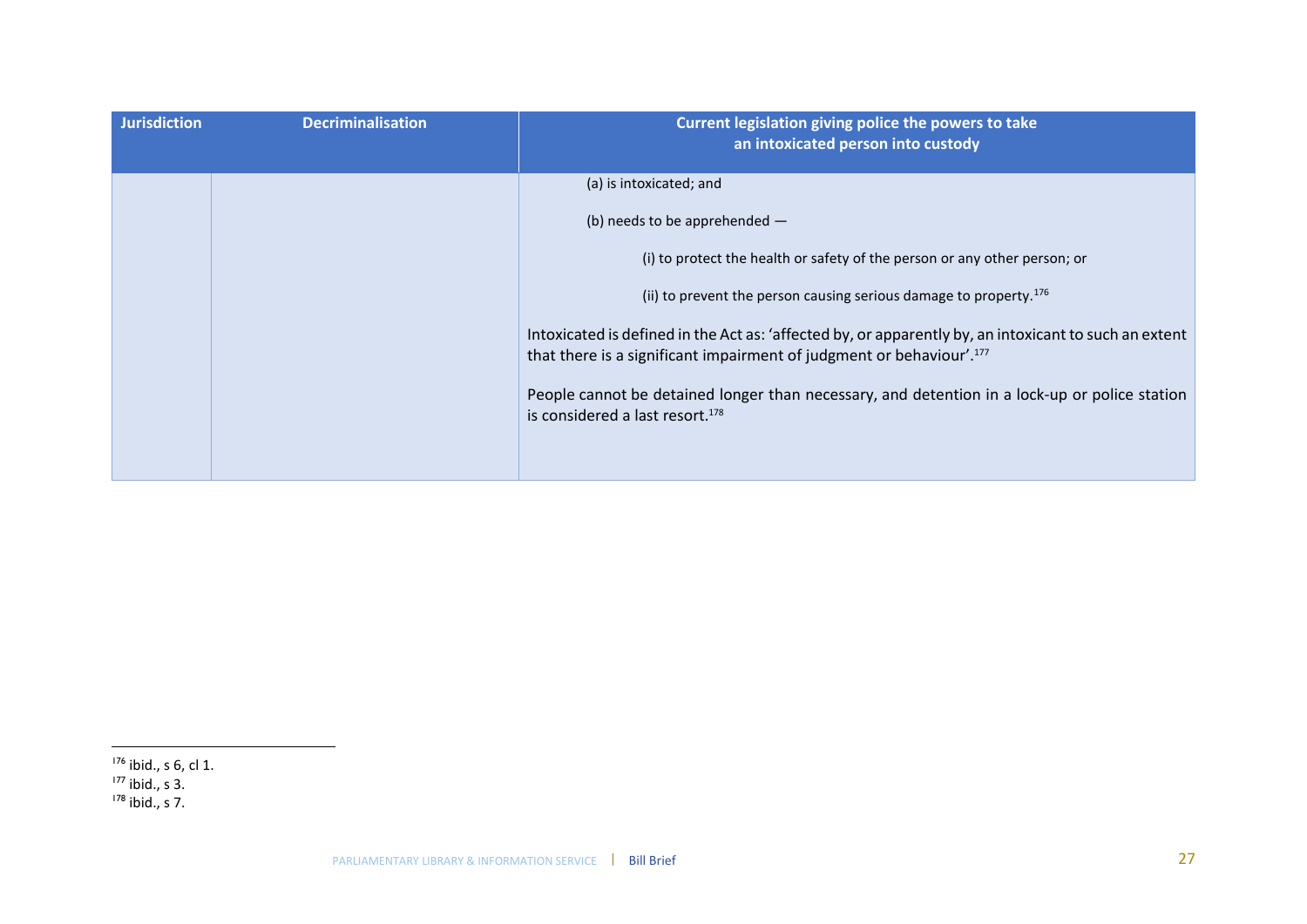| Jurisdiction | Decriminalisation | Current legislation giving police the powers to take an intoxicated person into custody |
|---|---|---|
| | | (a) is intoxicated; and<br><br>(b) needs to be apprehended —<br><br>(i) to protect the health or safety of the person or any other person; or<br><br>(ii) to prevent the person causing serious damage to property.[176]<br><br>Intoxicated is defined in the Act as: 'affected by, or apparently by, an intoxicant to such an extent that there is a significant impairment of judgment or behaviour'.[177]<br><br>People cannot be detained longer than necessary, and detention in a lock-up or police station is considered a last resort.[178] |

[176] ibid., s 6, cl 1.
[177] ibid., s 3.
[178] ibid., s 7.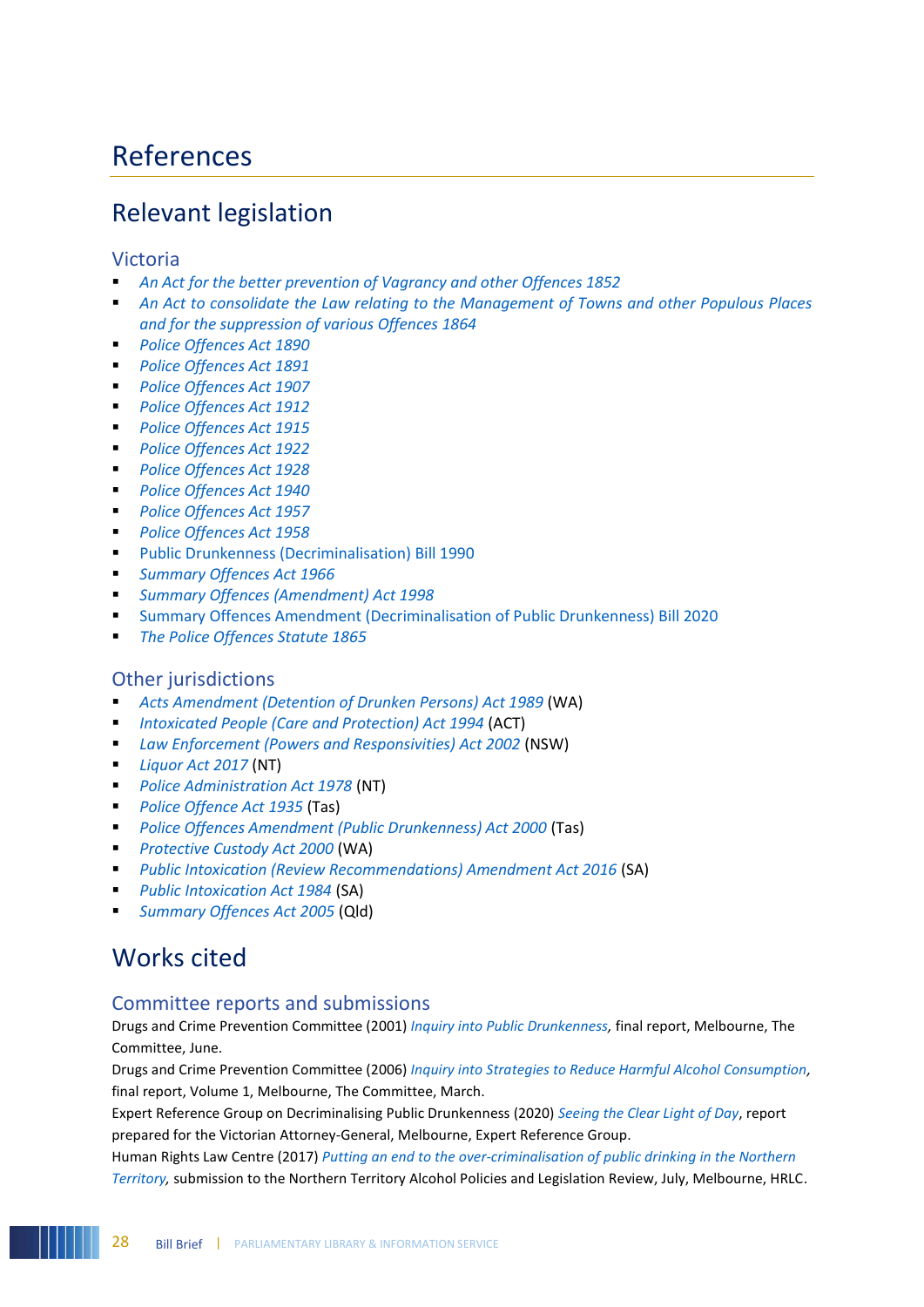# References

## Relevant legislation

### Victoria

- *An Act for the better prevention of Vagrancy and other Offences 1852*
- *An Act to consolidate the Law relating to the Management of Towns and other Populous Places and for the suppression of various Offences 1864*
- *Police Offences Act 1890*
- *Police Offences Act 1891*
- *Police Offences Act 1907*
- *Police Offences Act 1912*
- *Police Offences Act 1915*
- *Police Offences Act 1922*
- *Police Offences Act 1928*
- *Police Offences Act 1940*
- *Police Offences Act 1957*
- *Police Offences Act 1958*
- Public Drunkenness (Decriminalisation) Bill 1990
- *Summary Offences Act 1966*
- *Summary Offences (Amendment) Act 1998*
- Summary Offences Amendment (Decriminalisation of Public Drunkenness) Bill 2020
- *The Police Offences Statute 1865*

### Other jurisdictions

- *Acts Amendment (Detention of Drunken Persons) Act 1989* (WA)
- *Intoxicated People (Care and Protection) Act 1994* (ACT)
- *Law Enforcement (Powers and Responsivities) Act 2002* (NSW)
- *Liquor Act 2017* (NT)
- *Police Administration Act 1978* (NT)
- *Police Offence Act 1935* (Tas)
- *Police Offences Amendment (Public Drunkenness) Act 2000* (Tas)
- *Protective Custody Act 2000* (WA)
- *Public Intoxication (Review Recommendations) Amendment Act 2016* (SA)
- *Public Intoxication Act 1984* (SA)
- *Summary Offences Act 2005* (Qld)

## Works cited

### Committee reports and submissions

Drugs and Crime Prevention Committee (2001) *Inquiry into Public Drunkenness*, final report, Melbourne, The Committee, June.

Drugs and Crime Prevention Committee (2006) *Inquiry into Strategies to Reduce Harmful Alcohol Consumption*, final report, Volume 1, Melbourne, The Committee, March.

Expert Reference Group on Decriminalising Public Drunkenness (2020) *Seeing the Clear Light of Day*, report prepared for the Victorian Attorney-General, Melbourne, Expert Reference Group.

Human Rights Law Centre (2017) *Putting an end to the over-criminalisation of public drinking in the Northern Territory*, submission to the Northern Territory Alcohol Policies and Legislation Review, July, Melbourne, HRLC.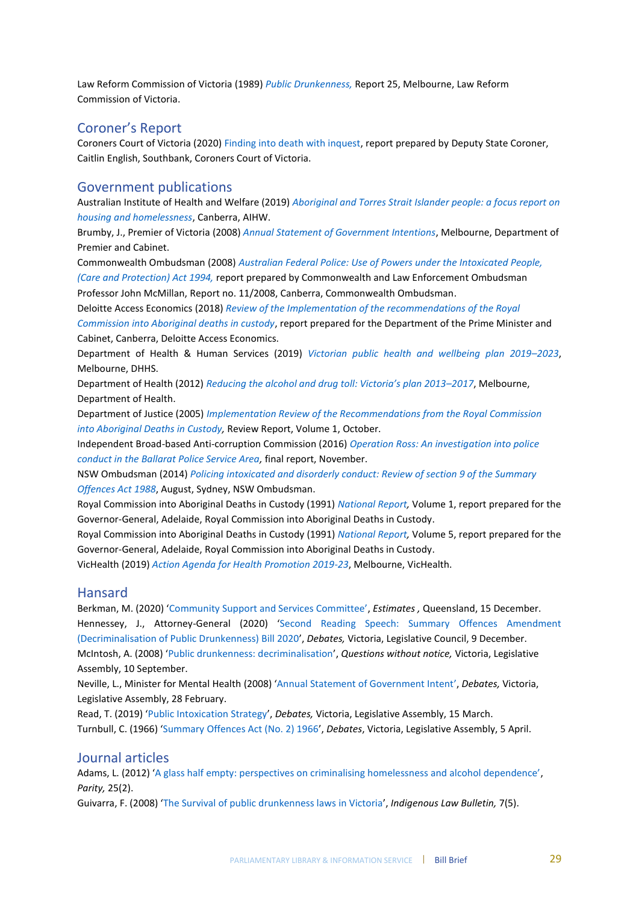Law Reform Commission of Victoria (1989) *Public Drunkenness,* Report 25, Melbourne, Law Reform Commission of Victoria.

## Coroner's Report

Coroners Court of Victoria (2020) Finding into death with inquest, report prepared by Deputy State Coroner, Caitlin English, Southbank, Coroners Court of Victoria.

## Government publications

Australian Institute of Health and Welfare (2019) *Aboriginal and Torres Strait Islander people: a focus report on housing and homelessness*, Canberra, AIHW.

Brumby, J., Premier of Victoria (2008) *Annual Statement of Government Intentions*, Melbourne, Department of Premier and Cabinet.

Commonwealth Ombudsman (2008) *Australian Federal Police: Use of Powers under the Intoxicated People, (Care and Protection) Act 1994,* report prepared by Commonwealth and Law Enforcement Ombudsman Professor John McMillan, Report no. 11/2008, Canberra, Commonwealth Ombudsman.

Deloitte Access Economics (2018) *Review of the Implementation of the recommendations of the Royal Commission into Aboriginal deaths in custody*, report prepared for the Department of the Prime Minister and Cabinet, Canberra, Deloitte Access Economics.

Department of Health & Human Services (2019) *Victorian public health and wellbeing plan 2019–2023*, Melbourne, DHHS.

Department of Health (2012) *Reducing the alcohol and drug toll: Victoria's plan 2013–2017*, Melbourne, Department of Health.

Department of Justice (2005) *Implementation Review of the Recommendations from the Royal Commission into Aboriginal Deaths in Custody,* Review Report, Volume 1, October.

Independent Broad-based Anti-corruption Commission (2016) *Operation Ross: An investigation into police conduct in the Ballarat Police Service Area,* final report, November.

NSW Ombudsman (2014) *Policing intoxicated and disorderly conduct: Review of section 9 of the Summary Offences Act 1988*, August, Sydney, NSW Ombudsman.

Royal Commission into Aboriginal Deaths in Custody (1991) *National Report,* Volume 1, report prepared for the Governor-General, Adelaide, Royal Commission into Aboriginal Deaths in Custody.

Royal Commission into Aboriginal Deaths in Custody (1991) *National Report,* Volume 5, report prepared for the Governor-General, Adelaide, Royal Commission into Aboriginal Deaths in Custody.

VicHealth (2019) *Action Agenda for Health Promotion 2019-23*, Melbourne, VicHealth.

## Hansard

Berkman, M. (2020) 'Community Support and Services Committee', *Estimates ,* Queensland, 15 December.

Hennessey, J., Attorney-General (2020) 'Second Reading Speech: Summary Offences Amendment (Decriminalisation of Public Drunkenness) Bill 2020', *Debates,* Victoria, Legislative Council, 9 December.

McIntosh, A. (2008) 'Public drunkenness: decriminalisation', *Questions without notice,* Victoria, Legislative Assembly, 10 September.

Neville, L., Minister for Mental Health (2008) 'Annual Statement of Government Intent', *Debates,* Victoria, Legislative Assembly, 28 February.

Read, T. (2019) 'Public Intoxication Strategy', *Debates,* Victoria, Legislative Assembly, 15 March.

Turnbull, C. (1966) 'Summary Offences Act (No. 2) 1966', *Debates*, Victoria, Legislative Assembly, 5 April.

## Journal articles

Adams, L. (2012) 'A glass half empty: perspectives on criminalising homelessness and alcohol dependence', *Parity,* 25(2).

Guivarra, F. (2008) 'The Survival of public drunkenness laws in Victoria', *Indigenous Law Bulletin,* 7(5).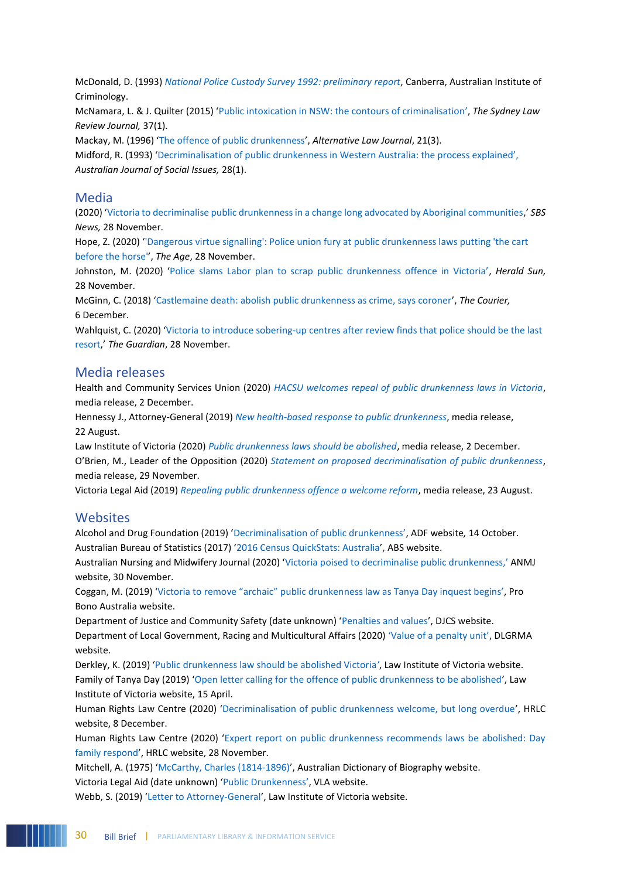McDonald, D. (1993) *National Police Custody Survey 1992: preliminary report*, Canberra, Australian Institute of Criminology.

McNamara, L. & J. Quilter (2015) 'Public intoxication in NSW: the contours of criminalisation', *The Sydney Law Review Journal,* 37(1).

Mackay, M. (1996) 'The offence of public drunkenness', *Alternative Law Journal*, 21(3).

Midford, R. (1993) 'Decriminalisation of public drunkenness in Western Australia: the process explained', *Australian Journal of Social Issues,* 28(1).

## Media

(2020) 'Victoria to decriminalise public drunkenness in a change long advocated by Aboriginal communities,' *SBS News,* 28 November.

Hope, Z. (2020) ''Dangerous virtue signalling': Police union fury at public drunkenness laws putting 'the cart before the horse'', *The Age*, 28 November.

Johnston, M. (2020) 'Police slams Labor plan to scrap public drunkenness offence in Victoria', *Herald Sun,* 28 November.

McGinn, C. (2018) 'Castlemaine death: abolish public drunkenness as crime, says coroner', *The Courier,* 6 December.

Wahlquist, C. (2020) 'Victoria to introduce sobering-up centres after review finds that police should be the last resort,' *The Guardian*, 28 November.

## Media releases

Health and Community Services Union (2020) *HACSU welcomes repeal of public drunkenness laws in Victoria*, media release, 2 December.

Hennessy J., Attorney-General (2019) *New health-based response to public drunkenness*, media release, 22 August.

Law Institute of Victoria (2020) *Public drunkenness laws should be abolished*, media release, 2 December.

O'Brien, M., Leader of the Opposition (2020) *Statement on proposed decriminalisation of public drunkenness*, media release, 29 November.

Victoria Legal Aid (2019) *Repealing public drunkenness offence a welcome reform*, media release, 23 August.

## Websites

Alcohol and Drug Foundation (2019) 'Decriminalisation of public drunkenness', ADF website, 14 October.

Australian Bureau of Statistics (2017) '2016 Census QuickStats: Australia', ABS website.

Australian Nursing and Midwifery Journal (2020) 'Victoria poised to decriminalise public drunkenness,' ANMJ website, 30 November.

Coggan, M. (2019) 'Victoria to remove "archaic" public drunkenness law as Tanya Day inquest begins', Pro Bono Australia website.

Department of Justice and Community Safety (date unknown) 'Penalties and values', DJCS website.

Department of Local Government, Racing and Multicultural Affairs (2020) 'Value of a penalty unit', DLGRMA website.

Derkley, K. (2019) 'Public drunkenness law should be abolished Victoria', Law Institute of Victoria website.

Family of Tanya Day (2019) 'Open letter calling for the offence of public drunkenness to be abolished', Law Institute of Victoria website, 15 April.

Human Rights Law Centre (2020) 'Decriminalisation of public drunkenness welcome, but long overdue', HRLC website, 8 December.

Human Rights Law Centre (2020) 'Expert report on public drunkenness recommends laws be abolished: Day family respond', HRLC website, 28 November.

Mitchell, A. (1975) 'McCarthy, Charles (1814-1896)', Australian Dictionary of Biography website.

Victoria Legal Aid (date unknown) 'Public Drunkenness', VLA website.

Webb, S. (2019) 'Letter to Attorney-General', Law Institute of Victoria website.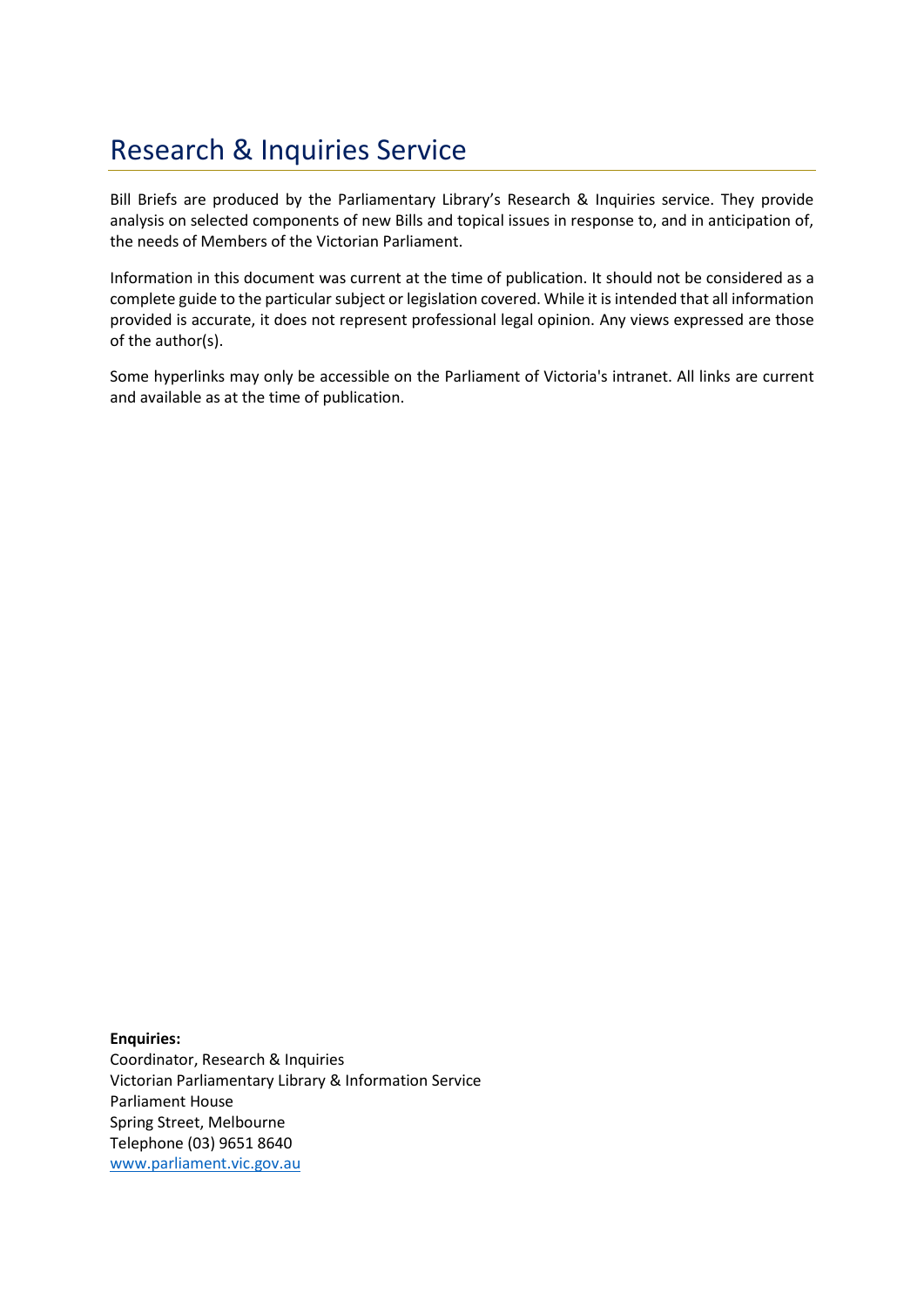# Research & Inquiries Service

Bill Briefs are produced by the Parliamentary Library's Research & Inquiries service. They provide analysis on selected components of new Bills and topical issues in response to, and in anticipation of, the needs of Members of the Victorian Parliament.

Information in this document was current at the time of publication. It should not be considered as a complete guide to the particular subject or legislation covered. While it is intended that all information provided is accurate, it does not represent professional legal opinion. Any views expressed are those of the author(s).

Some hyperlinks may only be accessible on the Parliament of Victoria's intranet. All links are current and available as at the time of publication.

**Enquiries:**
Coordinator, Research & Inquiries
Victorian Parliamentary Library & Information Service
Parliament House
Spring Street, Melbourne
Telephone (03) 9651 8640
[www.parliament.vic.gov.au](http://www.parliament.vic.gov.au)